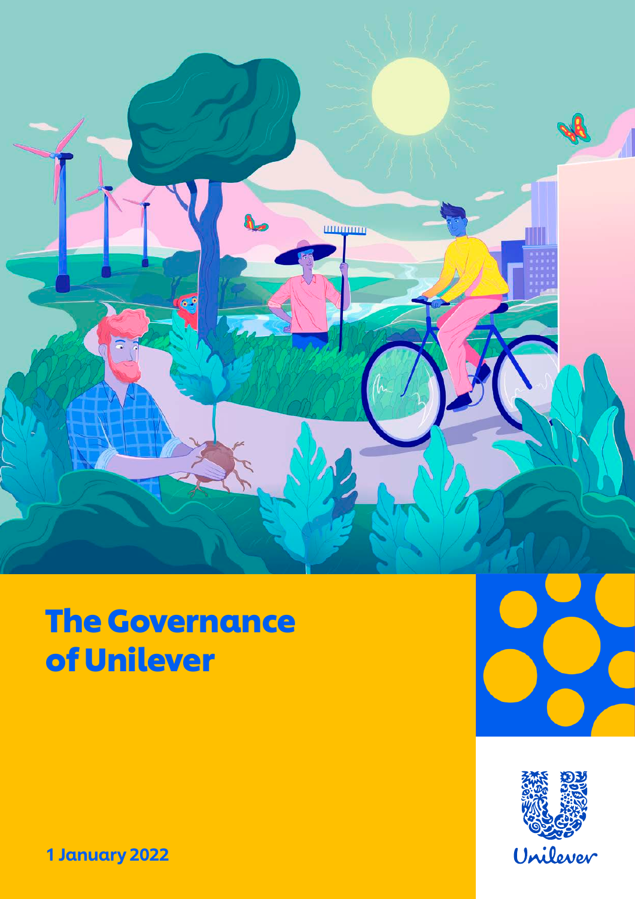# The Governance of Unilever

1 January 2022

Unilever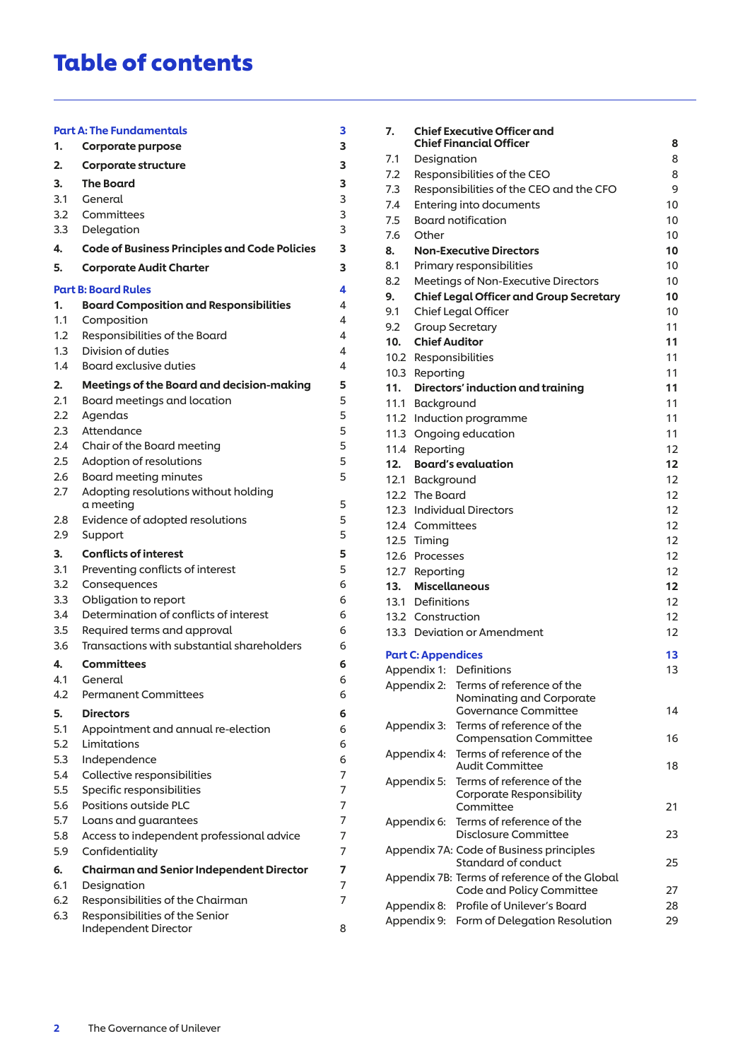# Table of contents

**Part A: The Fundamentals** 3

| | | |
|---|---|---|
| **1.** | **Corporate purpose** | **3** |
| **2.** | **Corporate structure** | **3** |
| **3.** | **The Board** | **3** |
| 3.1 | General | 3 |
| 3.2 | Committees | 3 |
| 3.3 | Delegation | 3 |
| **4.** | **Code of Business Principles and Code Policies** | **3** |
| **5.** | **Corporate Audit Charter** | **3** |

**Part B: Board Rules** 4

| | | |
|---|---|---|
| **1.** | **Board Composition and Responsibilities** | 4 |
| 1.1 | Composition | 4 |
| 1.2 | Responsibilities of the Board | 4 |
| 1.3 | Division of duties | 4 |
| 1.4 | Board exclusive duties | 4 |
| **2.** | **Meetings of the Board and decision-making** | **5** |
| 2.1 | Board meetings and location | 5 |
| 2.2 | Agendas | 5 |
| 2.3 | Attendance | 5 |
| 2.4 | Chair of the Board meeting | 5 |
| 2.5 | Adoption of resolutions | 5 |
| 2.6 | Board meeting minutes | 5 |
| 2.7 | Adopting resolutions without holding a meeting | 5 |
| 2.8 | Evidence of adopted resolutions | 5 |
| 2.9 | Support | 5 |
| **3.** | **Conflicts of interest** | **5** |
| 3.1 | Preventing conflicts of interest | 5 |
| 3.2 | Consequences | 6 |
| 3.3 | Obligation to report | 6 |
| 3.4 | Determination of conflicts of interest | 6 |
| 3.5 | Required terms and approval | 6 |
| 3.6 | Transactions with substantial shareholders | 6 |
| **4.** | **Committees** | **6** |
| 4.1 | General | 6 |
| 4.2 | Permanent Committees | 6 |
| **5.** | **Directors** | **6** |
| 5.1 | Appointment and annual re-election | 6 |
| 5.2 | Limitations | 6 |
| 5.3 | Independence | 6 |
| 5.4 | Collective responsibilities | 7 |
| 5.5 | Specific responsibilities | 7 |
| 5.6 | Positions outside PLC | 7 |
| 5.7 | Loans and guarantees | 7 |
| 5.8 | Access to independent professional advice | 7 |
| 5.9 | Confidentiality | 7 |
| **6.** | **Chairman and Senior Independent Director** | **7** |
| 6.1 | Designation | 7 |
| 6.2 | Responsibilities of the Chairman | 7 |
| 6.3 | Responsibilities of the Senior Independent Director | 8 |
| **7.** | **Chief Executive Officer and Chief Financial Officer** | **8** |
| 7.1 | Designation | 8 |
| 7.2 | Responsibilities of the CEO | 8 |
| 7.3 | Responsibilities of the CEO and the CFO | 9 |
| 7.4 | Entering into documents | 10 |
| 7.5 | Board notification | 10 |
| 7.6 | Other | 10 |
| **8.** | **Non-Executive Directors** | **10** |
| 8.1 | Primary responsibilities | 10 |
| 8.2 | Meetings of Non-Executive Directors | 10 |
| **9.** | **Chief Legal Officer and Group Secretary** | **10** |
| 9.1 | Chief Legal Officer | 10 |
| 9.2 | Group Secretary | 11 |
| **10.** | **Chief Auditor** | **11** |
| 10.2 | Responsibilities | 11 |
| 10.3 | Reporting | 11 |
| **11.** | **Directors' induction and training** | **11** |
| 11.1 | Background | 11 |
| 11.2 | Induction programme | 11 |
| 11.3 | Ongoing education | 11 |
| 11.4 | Reporting | 12 |
| **12.** | **Board's evaluation** | **12** |
| 12.1 | Background | 12 |
| 12.2 | The Board | 12 |
| 12.3 | Individual Directors | 12 |
| 12.4 | Committees | 12 |
| 12.5 | Timing | 12 |
| 12.6 | Processes | 12 |
| 12.7 | Reporting | 12 |
| **13.** | **Miscellaneous** | **12** |
| 13.1 | Definitions | 12 |
| 13.2 | Construction | 12 |
| 13.3 | Deviation or Amendment | 12 |

**Part C: Appendices** 13

| | | |
|---|---|---|
| Appendix 1: | Definitions | 13 |
| Appendix 2: | Terms of reference of the Nominating and Corporate Governance Committee | 14 |
| Appendix 3: | Terms of reference of the Compensation Committee | 16 |
| Appendix 4: | Terms of reference of the Audit Committee | 18 |
| Appendix 5: | Terms of reference of the Corporate Responsibility Committee | 21 |
| Appendix 6: | Terms of reference of the Disclosure Committee | 23 |
| Appendix 7A: | Code of Business principles Standard of conduct | 25 |
| Appendix 7B: | Terms of reference of the Global Code and Policy Committee | 27 |
| Appendix 8: | Profile of Unilever's Board | 28 |
| Appendix 9: | Form of Delegation Resolution | 29 |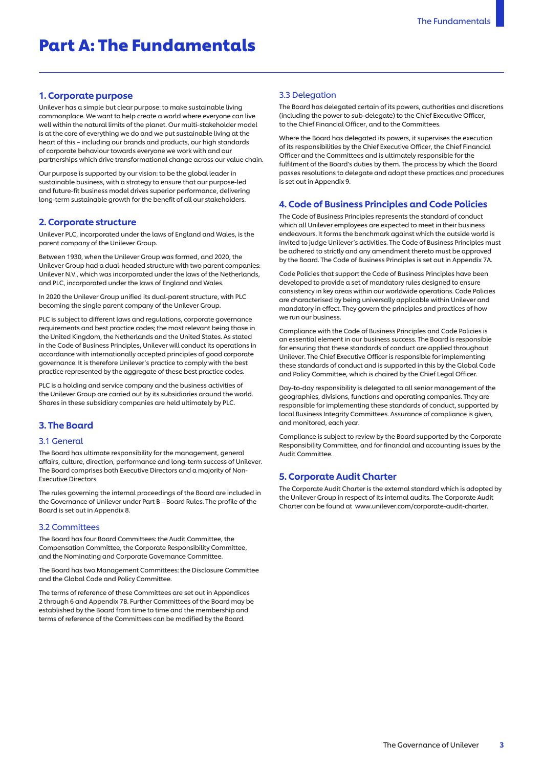# Part A: The Fundamentals

## 1. Corporate purpose

Unilever has a simple but clear purpose: to make sustainable living commonplace. We want to help create a world where everyone can live well within the natural limits of the planet. Our multi-stakeholder model is at the core of everything we do and we put sustainable living at the heart of this – including our brands and products, our high standards of corporate behaviour towards everyone we work with and our partnerships which drive transformational change across our value chain.

Our purpose is supported by our vision: to be the global leader in sustainable business, with a strategy to ensure that our purpose-led and future-fit business model drives superior performance, delivering long-term sustainable growth for the benefit of all our stakeholders.

## 2. Corporate structure

Unilever PLC, incorporated under the laws of England and Wales, is the parent company of the Unilever Group.

Between 1930, when the Unilever Group was formed, and 2020, the Unilever Group had a dual-headed structure with two parent companies: Unilever N.V., which was incorporated under the laws of the Netherlands, and PLC, incorporated under the laws of England and Wales.

In 2020 the Unilever Group unified its dual-parent structure, with PLC becoming the single parent company of the Unilever Group.

PLC is subject to different laws and regulations, corporate governance requirements and best practice codes; the most relevant being those in the United Kingdom, the Netherlands and the United States. As stated in the Code of Business Principles, Unilever will conduct its operations in accordance with internationally accepted principles of good corporate governance. It is therefore Unilever's practice to comply with the best practice represented by the aggregate of these best practice codes.

PLC is a holding and service company and the business activities of the Unilever Group are carried out by its subsidiaries around the world. Shares in these subsidiary companies are held ultimately by PLC.

## 3. The Board

### 3.1 General

The Board has ultimate responsibility for the management, general affairs, culture, direction, performance and long-term success of Unilever. The Board comprises both Executive Directors and a majority of Non-Executive Directors.

The rules governing the internal proceedings of the Board are included in the Governance of Unilever under Part B – Board Rules. The profile of the Board is set out in Appendix 8.

### 3.2 Committees

The Board has four Board Committees: the Audit Committee, the Compensation Committee, the Corporate Responsibility Committee, and the Nominating and Corporate Governance Committee.

The Board has two Management Committees: the Disclosure Committee and the Global Code and Policy Committee.

The terms of reference of these Committees are set out in Appendices 2 through 6 and Appendix 7B. Further Committees of the Board may be established by the Board from time to time and the membership and terms of reference of the Committees can be modified by the Board.

### 3.3 Delegation

The Board has delegated certain of its powers, authorities and discretions (including the power to sub-delegate) to the Chief Executive Officer, to the Chief Financial Officer, and to the Committees.

Where the Board has delegated its powers, it supervises the execution of its responsibilities by the Chief Executive Officer, the Chief Financial Officer and the Committees and is ultimately responsible for the fulfilment of the Board's duties by them. The process by which the Board passes resolutions to delegate and adopt these practices and procedures is set out in Appendix 9.

## 4. Code of Business Principles and Code Policies

The Code of Business Principles represents the standard of conduct which all Unilever employees are expected to meet in their business endeavours. It forms the benchmark against which the outside world is invited to judge Unilever's activities. The Code of Business Principles must be adhered to strictly and any amendment thereto must be approved by the Board. The Code of Business Principles is set out in Appendix 7A.

Code Policies that support the Code of Business Principles have been developed to provide a set of mandatory rules designed to ensure consistency in key areas within our worldwide operations. Code Policies are characterised by being universally applicable within Unilever and mandatory in effect. They govern the principles and practices of how we run our business.

Compliance with the Code of Business Principles and Code Policies is an essential element in our business success. The Board is responsible for ensuring that these standards of conduct are applied throughout Unilever. The Chief Executive Officer is responsible for implementing these standards of conduct and is supported in this by the Global Code and Policy Committee, which is chaired by the Chief Legal Officer.

Day-to-day responsibility is delegated to all senior management of the geographies, divisions, functions and operating companies. They are responsible for implementing these standards of conduct, supported by local Business Integrity Committees. Assurance of compliance is given, and monitored, each year.

Compliance is subject to review by the Board supported by the Corporate Responsibility Committee, and for financial and accounting issues by the Audit Committee.

## 5. Corporate Audit Charter

The Corporate Audit Charter is the external standard which is adopted by the Unilever Group in respect of its internal audits. The Corporate Audit Charter can be found at www.unilever.com/corporate-audit-charter.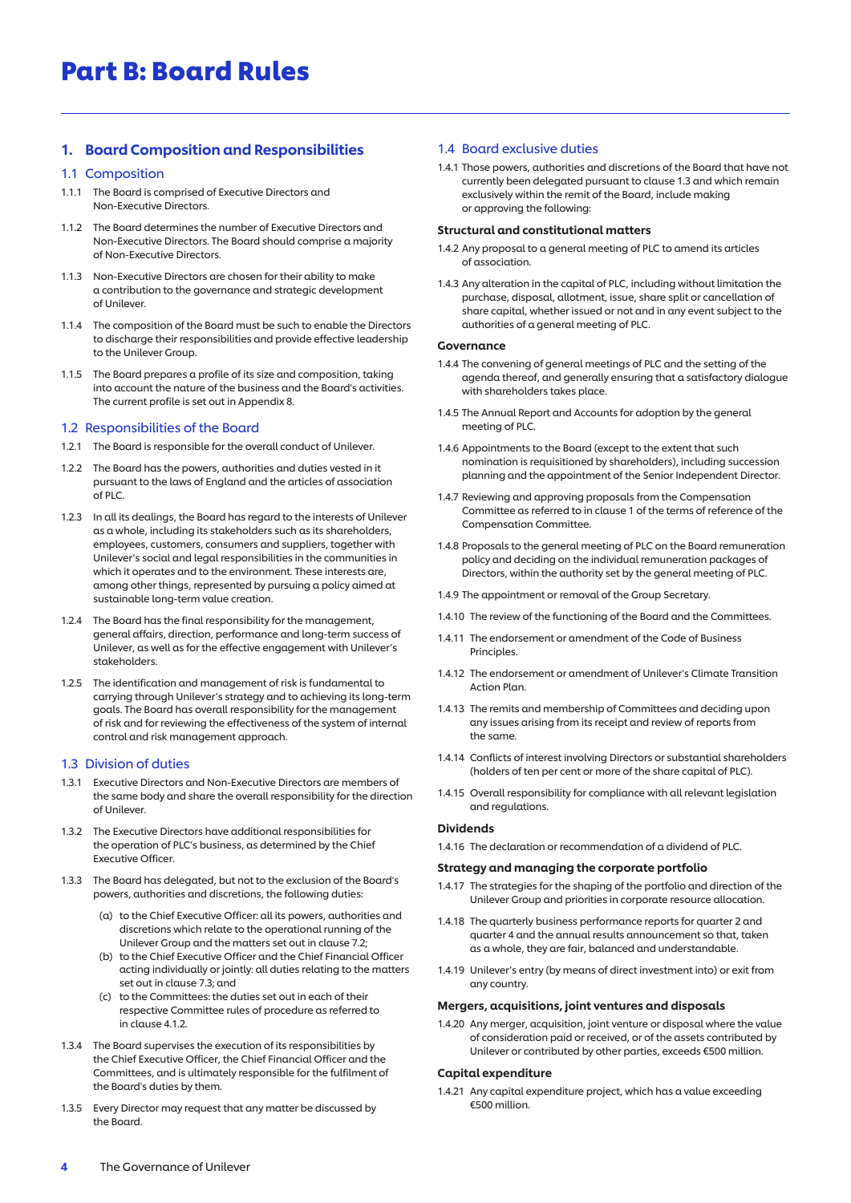# Part B: Board Rules

## 1. Board Composition and Responsibilities

### 1.1 Composition

1.1.1 The Board is comprised of Executive Directors and Non-Executive Directors.

1.1.2 The Board determines the number of Executive Directors and Non-Executive Directors. The Board should comprise a majority of Non-Executive Directors.

1.1.3 Non-Executive Directors are chosen for their ability to make a contribution to the governance and strategic development of Unilever.

1.1.4 The composition of the Board must be such to enable the Directors to discharge their responsibilities and provide effective leadership to the Unilever Group.

1.1.5 The Board prepares a profile of its size and composition, taking into account the nature of the business and the Board's activities. The current profile is set out in Appendix 8.

### 1.2 Responsibilities of the Board

1.2.1 The Board is responsible for the overall conduct of Unilever.

1.2.2 The Board has the powers, authorities and duties vested in it pursuant to the laws of England and the articles of association of PLC.

1.2.3 In all its dealings, the Board has regard to the interests of Unilever as a whole, including its stakeholders such as its shareholders, employees, customers, consumers and suppliers, together with Unilever's social and legal responsibilities in the communities in which it operates and to the environment. These interests are, among other things, represented by pursuing a policy aimed at sustainable long-term value creation.

1.2.4 The Board has the final responsibility for the management, general affairs, direction, performance and long-term success of Unilever, as well as for the effective engagement with Unilever's stakeholders.

1.2.5 The identification and management of risk is fundamental to carrying through Unilever's strategy and to achieving its long-term goals. The Board has overall responsibility for the management of risk and for reviewing the effectiveness of the system of internal control and risk management approach.

### 1.3 Division of duties

1.3.1 Executive Directors and Non-Executive Directors are members of the same body and share the overall responsibility for the direction of Unilever.

1.3.2 The Executive Directors have additional responsibilities for the operation of PLC's business, as determined by the Chief Executive Officer.

1.3.3 The Board has delegated, but not to the exclusion of the Board's powers, authorities and discretions, the following duties:

(a) to the Chief Executive Officer: all its powers, authorities and discretions which relate to the operational running of the Unilever Group and the matters set out in clause 7.2;

(b) to the Chief Executive Officer and the Chief Financial Officer acting individually or jointly: all duties relating to the matters set out in clause 7.3; and

(c) to the Committees: the duties set out in each of their respective Committee rules of procedure as referred to in clause 4.1.2.

1.3.4 The Board supervises the execution of its responsibilities by the Chief Executive Officer, the Chief Financial Officer and the Committees, and is ultimately responsible for the fulfilment of the Board's duties by them.

1.3.5 Every Director may request that any matter be discussed by the Board.

### 1.4 Board exclusive duties

1.4.1 Those powers, authorities and discretions of the Board that have not currently been delegated pursuant to clause 1.3 and which remain exclusively within the remit of the Board, include making or approving the following:

**Structural and constitutional matters**

1.4.2 Any proposal to a general meeting of PLC to amend its articles of association.

1.4.3 Any alteration in the capital of PLC, including without limitation the purchase, disposal, allotment, issue, share split or cancellation of share capital, whether issued or not and in any event subject to the authorities of a general meeting of PLC.

**Governance**

1.4.4 The convening of general meetings of PLC and the setting of the agenda thereof, and generally ensuring that a satisfactory dialogue with shareholders takes place.

1.4.5 The Annual Report and Accounts for adoption by the general meeting of PLC.

1.4.6 Appointments to the Board (except to the extent that such nomination is requisitioned by shareholders), including succession planning and the appointment of the Senior Independent Director.

1.4.7 Reviewing and approving proposals from the Compensation Committee as referred to in clause 1 of the terms of reference of the Compensation Committee.

1.4.8 Proposals to the general meeting of PLC on the Board remuneration policy and deciding on the individual remuneration packages of Directors, within the authority set by the general meeting of PLC.

1.4.9 The appointment or removal of the Group Secretary.

1.4.10 The review of the functioning of the Board and the Committees.

1.4.11 The endorsement or amendment of the Code of Business Principles.

1.4.12 The endorsement or amendment of Unilever's Climate Transition Action Plan.

1.4.13 The remits and membership of Committees and deciding upon any issues arising from its receipt and review of reports from the same.

1.4.14 Conflicts of interest involving Directors or substantial shareholders (holders of ten per cent or more of the share capital of PLC).

1.4.15 Overall responsibility for compliance with all relevant legislation and regulations.

**Dividends**

1.4.16 The declaration or recommendation of a dividend of PLC.

**Strategy and managing the corporate portfolio**

1.4.17 The strategies for the shaping of the portfolio and direction of the Unilever Group and priorities in corporate resource allocation.

1.4.18 The quarterly business performance reports for quarter 2 and quarter 4 and the annual results announcement so that, taken as a whole, they are fair, balanced and understandable.

1.4.19 Unilever's entry (by means of direct investment into) or exit from any country.

**Mergers, acquisitions, joint ventures and disposals**

1.4.20 Any merger, acquisition, joint venture or disposal where the value of consideration paid or received, or of the assets contributed by Unilever or contributed by other parties, exceeds €500 million.

**Capital expenditure**

1.4.21 Any capital expenditure project, which has a value exceeding €500 million.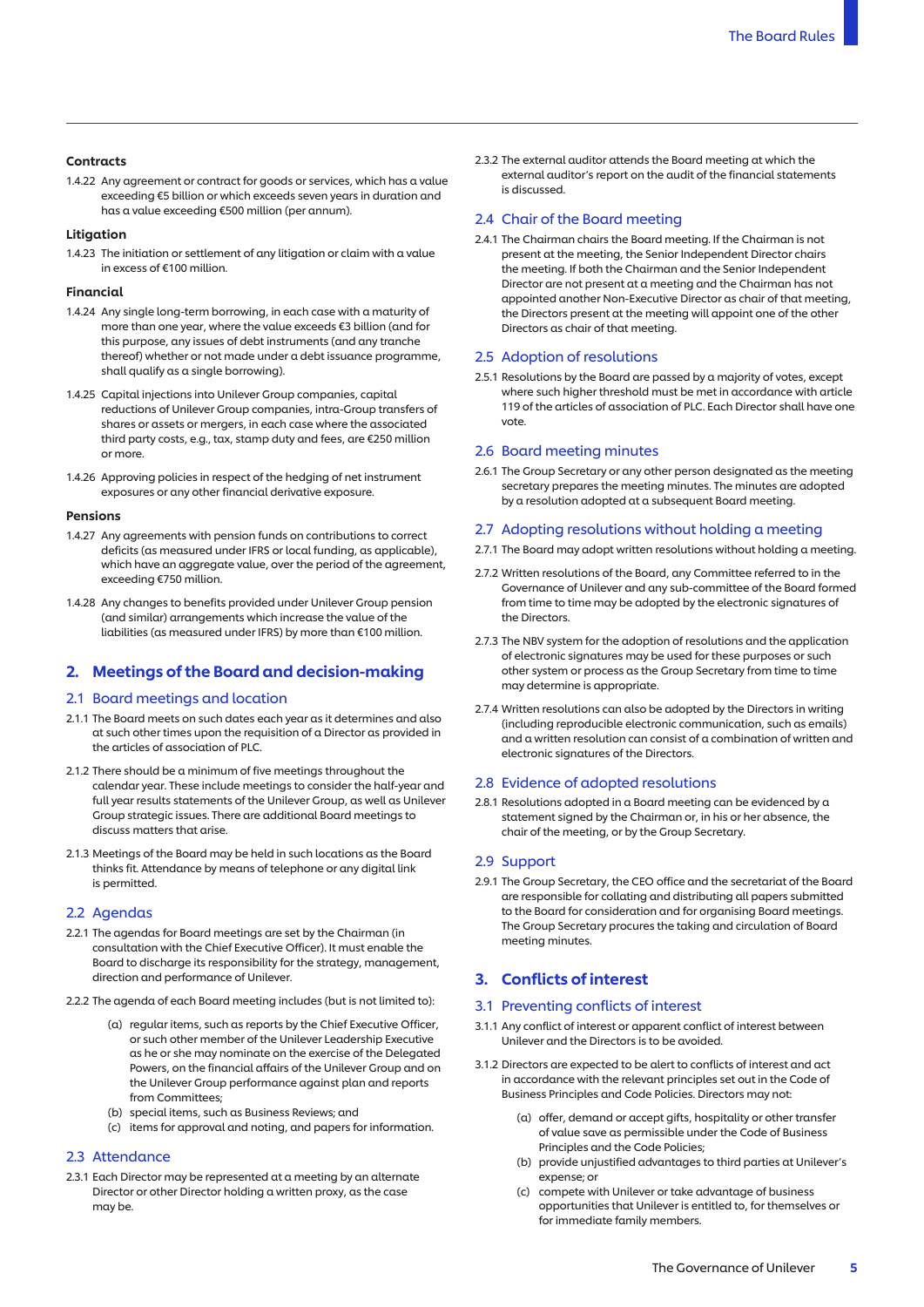**Contracts**

1.4.22 Any agreement or contract for goods or services, which has a value exceeding €5 billion or which exceeds seven years in duration and has a value exceeding €500 million (per annum).

**Litigation**

1.4.23 The initiation or settlement of any litigation or claim with a value in excess of €100 million.

**Financial**

1.4.24 Any single long-term borrowing, in each case with a maturity of more than one year, where the value exceeds €3 billion (and for this purpose, any issues of debt instruments (and any tranche thereof) whether or not made under a debt issuance programme, shall qualify as a single borrowing).

1.4.25 Capital injections into Unilever Group companies, capital reductions of Unilever Group companies, intra-Group transfers of shares or assets or mergers, in each case where the associated third party costs, e.g., tax, stamp duty and fees, are €250 million or more.

1.4.26 Approving policies in respect of the hedging of net instrument exposures or any other financial derivative exposure.

**Pensions**

1.4.27 Any agreements with pension funds on contributions to correct deficits (as measured under IFRS or local funding, as applicable), which have an aggregate value, over the period of the agreement, exceeding €750 million.

1.4.28 Any changes to benefits provided under Unilever Group pension (and similar) arrangements which increase the value of the liabilities (as measured under IFRS) by more than €100 million.

## 2. Meetings of the Board and decision-making

### 2.1 Board meetings and location

2.1.1 The Board meets on such dates each year as it determines and also at such other times upon the requisition of a Director as provided in the articles of association of PLC.

2.1.2 There should be a minimum of five meetings throughout the calendar year. These include meetings to consider the half-year and full year results statements of the Unilever Group, as well as Unilever Group strategic issues. There are additional Board meetings to discuss matters that arise.

2.1.3 Meetings of the Board may be held in such locations as the Board thinks fit. Attendance by means of telephone or any digital link is permitted.

### 2.2 Agendas

2.2.1 The agendas for Board meetings are set by the Chairman (in consultation with the Chief Executive Officer). It must enable the Board to discharge its responsibility for the strategy, management, direction and performance of Unilever.

2.2.2 The agenda of each Board meeting includes (but is not limited to):

(a) regular items, such as reports by the Chief Executive Officer, or such other member of the Unilever Leadership Executive as he or she may nominate on the exercise of the Delegated Powers, on the financial affairs of the Unilever Group and on the Unilever Group performance against plan and reports from Committees;
(b) special items, such as Business Reviews; and
(c) items for approval and noting, and papers for information.

### 2.3 Attendance

2.3.1 Each Director may be represented at a meeting by an alternate Director or other Director holding a written proxy, as the case may be.

2.3.2 The external auditor attends the Board meeting at which the external auditor's report on the audit of the financial statements is discussed.

### 2.4 Chair of the Board meeting

2.4.1 The Chairman chairs the Board meeting. If the Chairman is not present at the meeting, the Senior Independent Director chairs the meeting. If both the Chairman and the Senior Independent Director are not present at a meeting and the Chairman has not appointed another Non-Executive Director as chair of that meeting, the Directors present at the meeting will appoint one of the other Directors as chair of that meeting.

### 2.5 Adoption of resolutions

2.5.1 Resolutions by the Board are passed by a majority of votes, except where such higher threshold must be met in accordance with article 119 of the articles of association of PLC. Each Director shall have one vote.

### 2.6 Board meeting minutes

2.6.1 The Group Secretary or any other person designated as the meeting secretary prepares the meeting minutes. The minutes are adopted by a resolution adopted at a subsequent Board meeting.

### 2.7 Adopting resolutions without holding a meeting

2.7.1 The Board may adopt written resolutions without holding a meeting.

2.7.2 Written resolutions of the Board, any Committee referred to in the Governance of Unilever and any sub-committee of the Board formed from time to time may be adopted by the electronic signatures of the Directors.

2.7.3 The NBV system for the adoption of resolutions and the application of electronic signatures may be used for these purposes or such other system or process as the Group Secretary from time to time may determine is appropriate.

2.7.4 Written resolutions can also be adopted by the Directors in writing (including reproducible electronic communication, such as emails) and a written resolution can consist of a combination of written and electronic signatures of the Directors.

### 2.8 Evidence of adopted resolutions

2.8.1 Resolutions adopted in a Board meeting can be evidenced by a statement signed by the Chairman or, in his or her absence, the chair of the meeting, or by the Group Secretary.

### 2.9 Support

2.9.1 The Group Secretary, the CEO office and the secretariat of the Board are responsible for collating and distributing all papers submitted to the Board for consideration and for organising Board meetings. The Group Secretary procures the taking and circulation of Board meeting minutes.

## 3. Conflicts of interest

### 3.1 Preventing conflicts of interest

3.1.1 Any conflict of interest or apparent conflict of interest between Unilever and the Directors is to be avoided.

3.1.2 Directors are expected to be alert to conflicts of interest and act in accordance with the relevant principles set out in the Code of Business Principles and Code Policies. Directors may not:

(a) offer, demand or accept gifts, hospitality or other transfer of value save as permissible under the Code of Business Principles and the Code Policies;
(b) provide unjustified advantages to third parties at Unilever's expense; or
(c) compete with Unilever or take advantage of business opportunities that Unilever is entitled to, for themselves or for immediate family members.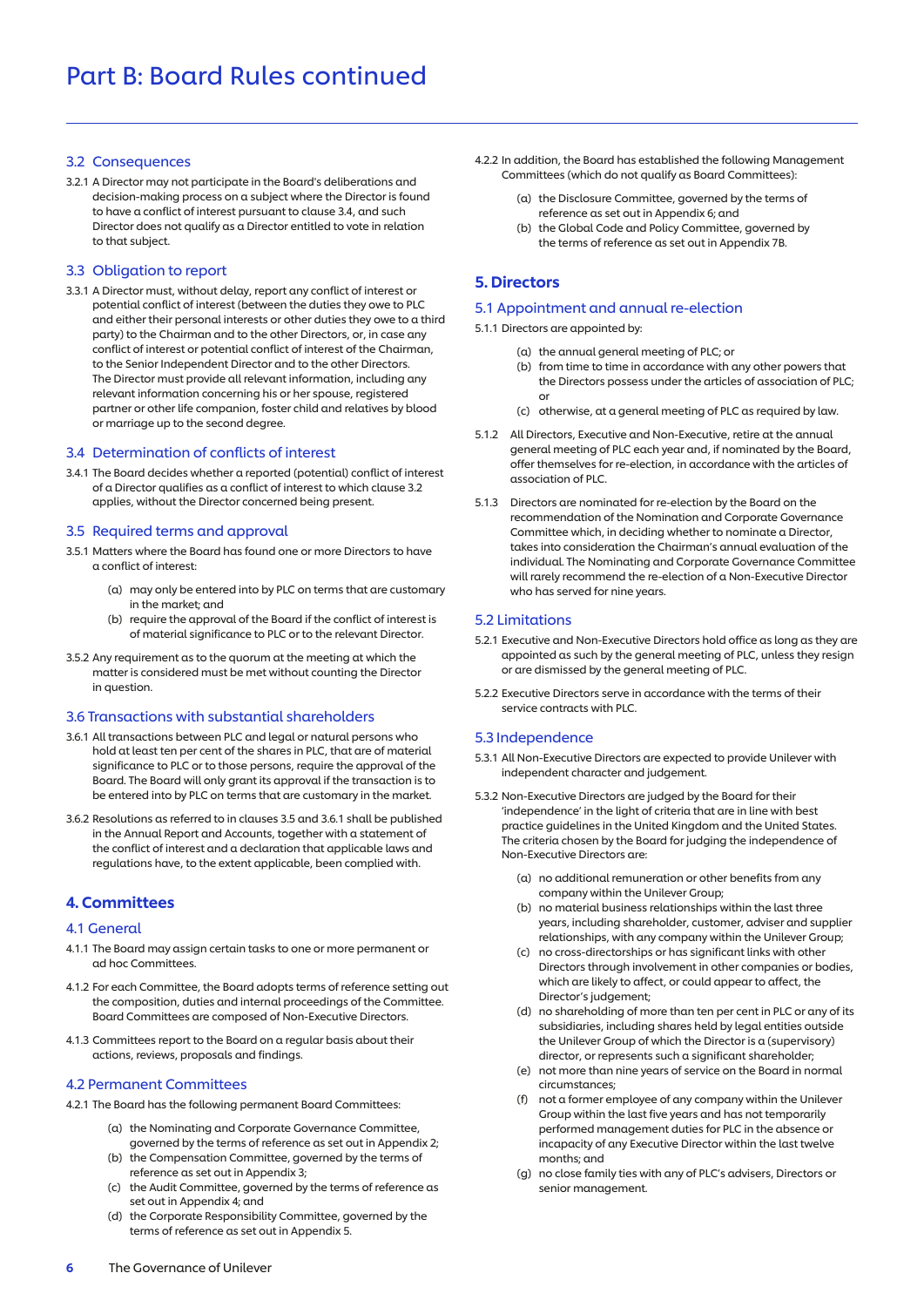# Part B: Board Rules continued

## 3.2 Consequences

3.2.1 A Director may not participate in the Board's deliberations and decision-making process on a subject where the Director is found to have a conflict of interest pursuant to clause 3.4, and such Director does not qualify as a Director entitled to vote in relation to that subject.

## 3.3 Obligation to report

3.3.1 A Director must, without delay, report any conflict of interest or potential conflict of interest (between the duties they owe to PLC and either their personal interests or other duties they owe to a third party) to the Chairman and to the other Directors, or, in case any conflict of interest or potential conflict of interest of the Chairman, to the Senior Independent Director and to the other Directors. The Director must provide all relevant information, including any relevant information concerning his or her spouse, registered partner or other life companion, foster child and relatives by blood or marriage up to the second degree.

## 3.4 Determination of conflicts of interest

3.4.1 The Board decides whether a reported (potential) conflict of interest of a Director qualifies as a conflict of interest to which clause 3.2 applies, without the Director concerned being present.

## 3.5 Required terms and approval

3.5.1 Matters where the Board has found one or more Directors to have a conflict of interest:

- (a) may only be entered into by PLC on terms that are customary in the market; and
- (b) require the approval of the Board if the conflict of interest is of material significance to PLC or to the relevant Director.

3.5.2 Any requirement as to the quorum at the meeting at which the matter is considered must be met without counting the Director in question.

## 3.6 Transactions with substantial shareholders

3.6.1 All transactions between PLC and legal or natural persons who hold at least ten per cent of the shares in PLC, that are of material significance to PLC or to those persons, require the approval of the Board. The Board will only grant its approval if the transaction is to be entered into by PLC on terms that are customary in the market.

3.6.2 Resolutions as referred to in clauses 3.5 and 3.6.1 shall be published in the Annual Report and Accounts, together with a statement of the conflict of interest and a declaration that applicable laws and regulations have, to the extent applicable, been complied with.

# 4. Committees

## 4.1 General

4.1.1 The Board may assign certain tasks to one or more permanent or ad hoc Committees.

4.1.2 For each Committee, the Board adopts terms of reference setting out the composition, duties and internal proceedings of the Committee. Board Committees are composed of Non-Executive Directors.

4.1.3 Committees report to the Board on a regular basis about their actions, reviews, proposals and findings.

## 4.2 Permanent Committees

4.2.1 The Board has the following permanent Board Committees:

- (a) the Nominating and Corporate Governance Committee, governed by the terms of reference as set out in Appendix 2;
- (b) the Compensation Committee, governed by the terms of reference as set out in Appendix 3;
- (c) the Audit Committee, governed by the terms of reference as set out in Appendix 4; and
- (d) the Corporate Responsibility Committee, governed by the terms of reference as set out in Appendix 5.

4.2.2 In addition, the Board has established the following Management Committees (which do not qualify as Board Committees):

- (a) the Disclosure Committee, governed by the terms of reference as set out in Appendix 6; and
- (b) the Global Code and Policy Committee, governed by the terms of reference as set out in Appendix 7B.

# 5. Directors

## 5.1 Appointment and annual re-election

5.1.1 Directors are appointed by:

- (a) the annual general meeting of PLC; or
- (b) from time to time in accordance with any other powers that the Directors possess under the articles of association of PLC; or
- (c) otherwise, at a general meeting of PLC as required by law.

5.1.2 All Directors, Executive and Non-Executive, retire at the annual general meeting of PLC each year and, if nominated by the Board, offer themselves for re-election, in accordance with the articles of association of PLC.

5.1.3 Directors are nominated for re-election by the Board on the recommendation of the Nomination and Corporate Governance Committee which, in deciding whether to nominate a Director, takes into consideration the Chairman's annual evaluation of the individual. The Nominating and Corporate Governance Committee will rarely recommend the re-election of a Non-Executive Director who has served for nine years.

## 5.2 Limitations

5.2.1 Executive and Non-Executive Directors hold office as long as they are appointed as such by the general meeting of PLC, unless they resign or are dismissed by the general meeting of PLC.

5.2.2 Executive Directors serve in accordance with the terms of their service contracts with PLC.

## 5.3 Independence

5.3.1 All Non-Executive Directors are expected to provide Unilever with independent character and judgement.

5.3.2 Non-Executive Directors are judged by the Board for their 'independence' in the light of criteria that are in line with best practice guidelines in the United Kingdom and the United States. The criteria chosen by the Board for judging the independence of Non-Executive Directors are:

- (a) no additional remuneration or other benefits from any company within the Unilever Group;
- (b) no material business relationships within the last three years, including shareholder, customer, adviser and supplier relationships, with any company within the Unilever Group;
- (c) no cross-directorships or has significant links with other Directors through involvement in other companies or bodies, which are likely to affect, or could appear to affect, the Director's judgement;
- (d) no shareholding of more than ten per cent in PLC or any of its subsidiaries, including shares held by legal entities outside the Unilever Group of which the Director is a (supervisory) director, or represents such a significant shareholder;
- (e) not more than nine years of service on the Board in normal circumstances;
- (f) not a former employee of any company within the Unilever Group within the last five years and has not temporarily performed management duties for PLC in the absence or incapacity of any Executive Director within the last twelve months; and
- (g) no close family ties with any of PLC's advisers, Directors or senior management.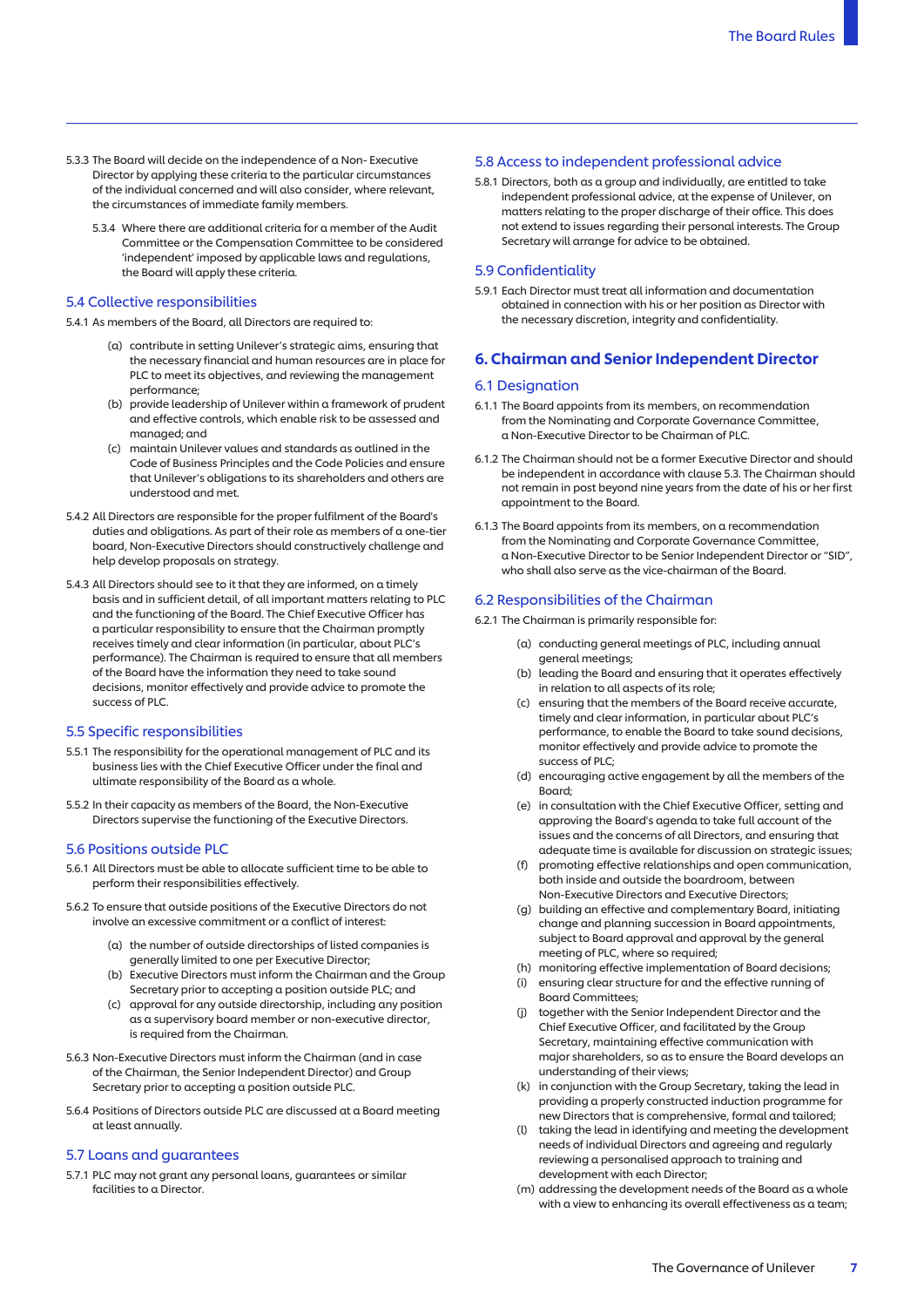5.3.3 The Board will decide on the independence of a Non- Executive Director by applying these criteria to the particular circumstances of the individual concerned and will also consider, where relevant, the circumstances of immediate family members.

5.3.4 Where there are additional criteria for a member of the Audit Committee or the Compensation Committee to be considered 'independent' imposed by applicable laws and regulations, the Board will apply these criteria.

### 5.4 Collective responsibilities

5.4.1 As members of the Board, all Directors are required to:

- (a) contribute in setting Unilever's strategic aims, ensuring that the necessary financial and human resources are in place for PLC to meet its objectives, and reviewing the management performance;
- (b) provide leadership of Unilever within a framework of prudent and effective controls, which enable risk to be assessed and managed; and
- (c) maintain Unilever values and standards as outlined in the Code of Business Principles and the Code Policies and ensure that Unilever's obligations to its shareholders and others are understood and met.

5.4.2 All Directors are responsible for the proper fulfilment of the Board's duties and obligations. As part of their role as members of a one-tier board, Non-Executive Directors should constructively challenge and help develop proposals on strategy.

5.4.3 All Directors should see to it that they are informed, on a timely basis and in sufficient detail, of all important matters relating to PLC and the functioning of the Board. The Chief Executive Officer has a particular responsibility to ensure that the Chairman promptly receives timely and clear information (in particular, about PLC's performance). The Chairman is required to ensure that all members of the Board have the information they need to take sound decisions, monitor effectively and provide advice to promote the success of PLC.

### 5.5 Specific responsibilities

5.5.1 The responsibility for the operational management of PLC and its business lies with the Chief Executive Officer under the final and ultimate responsibility of the Board as a whole.

5.5.2 In their capacity as members of the Board, the Non-Executive Directors supervise the functioning of the Executive Directors.

### 5.6 Positions outside PLC

5.6.1 All Directors must be able to allocate sufficient time to be able to perform their responsibilities effectively.

5.6.2 To ensure that outside positions of the Executive Directors do not involve an excessive commitment or a conflict of interest:

- (a) the number of outside directorships of listed companies is generally limited to one per Executive Director;
- (b) Executive Directors must inform the Chairman and the Group Secretary prior to accepting a position outside PLC; and
- (c) approval for any outside directorship, including any position as a supervisory board member or non-executive director, is required from the Chairman.

5.6.3 Non-Executive Directors must inform the Chairman (and in case of the Chairman, the Senior Independent Director) and Group Secretary prior to accepting a position outside PLC.

5.6.4 Positions of Directors outside PLC are discussed at a Board meeting at least annually.

### 5.7 Loans and guarantees

5.7.1 PLC may not grant any personal loans, guarantees or similar facilities to a Director.

### 5.8 Access to independent professional advice

5.8.1 Directors, both as a group and individually, are entitled to take independent professional advice, at the expense of Unilever, on matters relating to the proper discharge of their office. This does not extend to issues regarding their personal interests. The Group Secretary will arrange for advice to be obtained.

### 5.9 Confidentiality

5.9.1 Each Director must treat all information and documentation obtained in connection with his or her position as Director with the necessary discretion, integrity and confidentiality.

## 6. Chairman and Senior Independent Director

### 6.1 Designation

6.1.1 The Board appoints from its members, on recommendation from the Nominating and Corporate Governance Committee, a Non-Executive Director to be Chairman of PLC.

6.1.2 The Chairman should not be a former Executive Director and should be independent in accordance with clause 5.3. The Chairman should not remain in post beyond nine years from the date of his or her first appointment to the Board.

6.1.3 The Board appoints from its members, on a recommendation from the Nominating and Corporate Governance Committee, a Non-Executive Director to be Senior Independent Director or "SID", who shall also serve as the vice-chairman of the Board.

### 6.2 Responsibilities of the Chairman

6.2.1 The Chairman is primarily responsible for:

- (a) conducting general meetings of PLC, including annual general meetings;
- (b) leading the Board and ensuring that it operates effectively in relation to all aspects of its role;
- (c) ensuring that the members of the Board receive accurate, timely and clear information, in particular about PLC's performance, to enable the Board to take sound decisions, monitor effectively and provide advice to promote the success of PLC;
- (d) encouraging active engagement by all the members of the Board;
- (e) in consultation with the Chief Executive Officer, setting and approving the Board's agenda to take full account of the issues and the concerns of all Directors, and ensuring that adequate time is available for discussion on strategic issues;
- (f) promoting effective relationships and open communication, both inside and outside the boardroom, between Non-Executive Directors and Executive Directors;
- (g) building an effective and complementary Board, initiating change and planning succession in Board appointments, subject to Board approval and approval by the general meeting of PLC, where so required;
- (h) monitoring effective implementation of Board decisions;
- (i) ensuring clear structure for and the effective running of Board Committees;
- (j) together with the Senior Independent Director and the Chief Executive Officer, and facilitated by the Group Secretary, maintaining effective communication with major shareholders, so as to ensure the Board develops an understanding of their views;
- (k) in conjunction with the Group Secretary, taking the lead in providing a properly constructed induction programme for new Directors that is comprehensive, formal and tailored;
- (l) taking the lead in identifying and meeting the development needs of individual Directors and agreeing and regularly reviewing a personalised approach to training and development with each Director;
- (m) addressing the development needs of the Board as a whole with a view to enhancing its overall effectiveness as a team;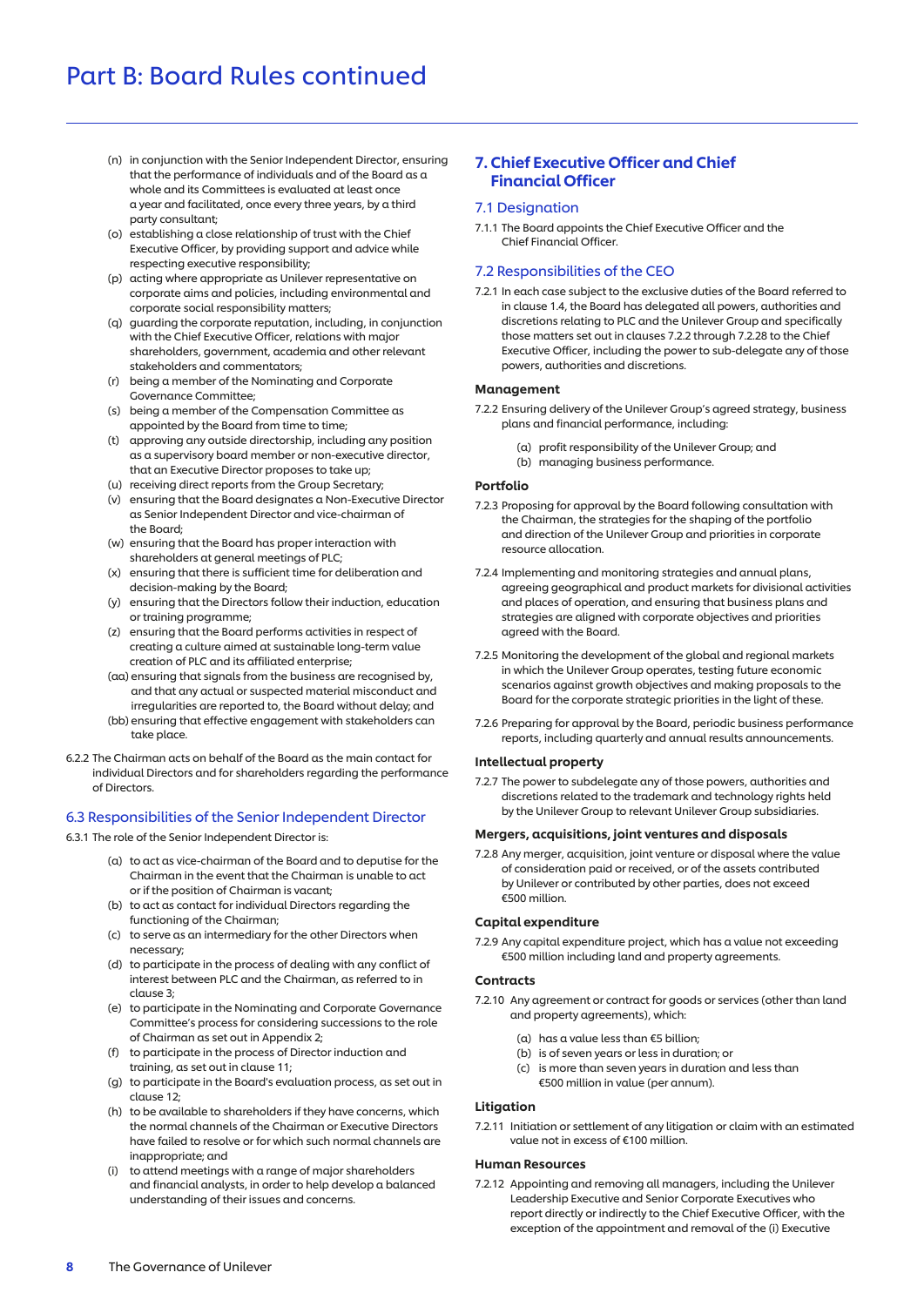# Part B: Board Rules continued

(n) in conjunction with the Senior Independent Director, ensuring that the performance of individuals and of the Board as a whole and its Committees is evaluated at least once a year and facilitated, once every three years, by a third party consultant;

(o) establishing a close relationship of trust with the Chief Executive Officer, by providing support and advice while respecting executive responsibility;

(p) acting where appropriate as Unilever representative on corporate aims and policies, including environmental and corporate social responsibility matters;

(q) guarding the corporate reputation, including, in conjunction with the Chief Executive Officer, relations with major shareholders, government, academia and other relevant stakeholders and commentators;

(r) being a member of the Nominating and Corporate Governance Committee;

(s) being a member of the Compensation Committee as appointed by the Board from time to time;

(t) approving any outside directorship, including any position as a supervisory board member or non-executive director, that an Executive Director proposes to take up;

(u) receiving direct reports from the Group Secretary;

(v) ensuring that the Board designates a Non-Executive Director as Senior Independent Director and vice-chairman of the Board;

(w) ensuring that the Board has proper interaction with shareholders at general meetings of PLC;

(x) ensuring that there is sufficient time for deliberation and decision-making by the Board;

(y) ensuring that the Directors follow their induction, education or training programme;

(z) ensuring that the Board performs activities in respect of creating a culture aimed at sustainable long-term value creation of PLC and its affiliated enterprise;

(aa) ensuring that signals from the business are recognised by, and that any actual or suspected material misconduct and irregularities are reported to, the Board without delay; and

(bb) ensuring that effective engagement with stakeholders can take place.

6.2.2 The Chairman acts on behalf of the Board as the main contact for individual Directors and for shareholders regarding the performance of Directors.

## 6.3 Responsibilities of the Senior Independent Director

6.3.1 The role of the Senior Independent Director is:

(a) to act as vice-chairman of the Board and to deputise for the Chairman in the event that the Chairman is unable to act or if the position of Chairman is vacant;

(b) to act as contact for individual Directors regarding the functioning of the Chairman;

(c) to serve as an intermediary for the other Directors when necessary;

(d) to participate in the process of dealing with any conflict of interest between PLC and the Chairman, as referred to in clause 3;

(e) to participate in the Nominating and Corporate Governance Committee's process for considering successions to the role of Chairman as set out in Appendix 2;

(f) to participate in the process of Director induction and training, as set out in clause 11;

(g) to participate in the Board's evaluation process, as set out in clause 12;

(h) to be available to shareholders if they have concerns, which the normal channels of the Chairman or Executive Directors have failed to resolve or for which such normal channels are inappropriate; and

(i) to attend meetings with a range of major shareholders and financial analysts, in order to help develop a balanced understanding of their issues and concerns.

## 7. Chief Executive Officer and Chief Financial Officer

### 7.1 Designation

7.1.1 The Board appoints the Chief Executive Officer and the Chief Financial Officer.

### 7.2 Responsibilities of the CEO

7.2.1 In each case subject to the exclusive duties of the Board referred to in clause 1.4, the Board has delegated all powers, authorities and discretions relating to PLC and the Unilever Group and specifically those matters set out in clauses 7.2.2 through 7.2.28 to the Chief Executive Officer, including the power to sub-delegate any of those powers, authorities and discretions.

#### Management

7.2.2 Ensuring delivery of the Unilever Group's agreed strategy, business plans and financial performance, including:

(a) profit responsibility of the Unilever Group; and
(b) managing business performance.

#### Portfolio

7.2.3 Proposing for approval by the Board following consultation with the Chairman, the strategies for the shaping of the portfolio and direction of the Unilever Group and priorities in corporate resource allocation.

7.2.4 Implementing and monitoring strategies and annual plans, agreeing geographical and product markets for divisional activities and places of operation, and ensuring that business plans and strategies are aligned with corporate objectives and priorities agreed with the Board.

7.2.5 Monitoring the development of the global and regional markets in which the Unilever Group operates, testing future economic scenarios against growth objectives and making proposals to the Board for the corporate strategic priorities in the light of these.

7.2.6 Preparing for approval by the Board, periodic business performance reports, including quarterly and annual results announcements.

#### Intellectual property

7.2.7 The power to subdelegate any of those powers, authorities and discretions related to the trademark and technology rights held by the Unilever Group to relevant Unilever Group subsidiaries.

#### Mergers, acquisitions, joint ventures and disposals

7.2.8 Any merger, acquisition, joint venture or disposal where the value of consideration paid or received, or of the assets contributed by Unilever or contributed by other parties, does not exceed €500 million.

#### Capital expenditure

7.2.9 Any capital expenditure project, which has a value not exceeding €500 million including land and property agreements.

#### Contracts

7.2.10 Any agreement or contract for goods or services (other than land and property agreements), which:

(a) has a value less than €5 billion;
(b) is of seven years or less in duration; or
(c) is more than seven years in duration and less than €500 million in value (per annum).

#### Litigation

7.2.11 Initiation or settlement of any litigation or claim with an estimated value not in excess of €100 million.

#### Human Resources

7.2.12 Appointing and removing all managers, including the Unilever Leadership Executive and Senior Corporate Executives who report directly or indirectly to the Chief Executive Officer, with the exception of the appointment and removal of the (i) Executive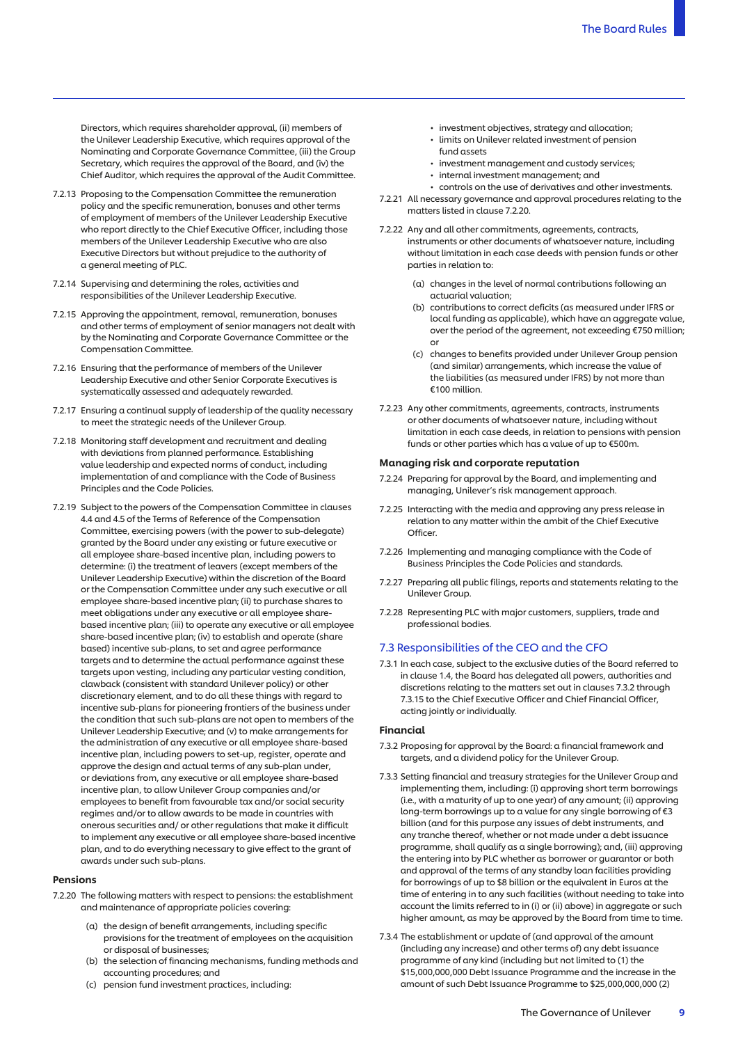Directors, which requires shareholder approval, (ii) members of the Unilever Leadership Executive, which requires approval of the Nominating and Corporate Governance Committee, (iii) the Group Secretary, which requires the approval of the Board, and (iv) the Chief Auditor, which requires the approval of the Audit Committee.

7.2.13 Proposing to the Compensation Committee the remuneration policy and the specific remuneration, bonuses and other terms of employment of members of the Unilever Leadership Executive who report directly to the Chief Executive Officer, including those members of the Unilever Leadership Executive who are also Executive Directors but without prejudice to the authority of a general meeting of PLC.

7.2.14 Supervising and determining the roles, activities and responsibilities of the Unilever Leadership Executive.

7.2.15 Approving the appointment, removal, remuneration, bonuses and other terms of employment of senior managers not dealt with by the Nominating and Corporate Governance Committee or the Compensation Committee.

7.2.16 Ensuring that the performance of members of the Unilever Leadership Executive and other Senior Corporate Executives is systematically assessed and adequately rewarded.

7.2.17 Ensuring a continual supply of leadership of the quality necessary to meet the strategic needs of the Unilever Group.

7.2.18 Monitoring staff development and recruitment and dealing with deviations from planned performance. Establishing value leadership and expected norms of conduct, including implementation of and compliance with the Code of Business Principles and the Code Policies.

7.2.19 Subject to the powers of the Compensation Committee in clauses 4.4 and 4.5 of the Terms of Reference of the Compensation Committee, exercising powers (with the power to sub-delegate) granted by the Board under any existing or future executive or all employee share-based incentive plan, including powers to determine: (i) the treatment of leavers (except members of the Unilever Leadership Executive) within the discretion of the Board or the Compensation Committee under any such executive or all employee share-based incentive plan; (ii) to purchase shares to meet obligations under any executive or all employee share-based incentive plan; (iii) to operate any executive or all employee share-based incentive plan; (iv) to establish and operate (share based) incentive sub-plans, to set and agree performance targets and to determine the actual performance against these targets upon vesting, including any particular vesting condition, clawback (consistent with standard Unilever policy) or other discretionary element, and to do all these things with regard to incentive sub-plans for pioneering frontiers of the business under the condition that such sub-plans are not open to members of the Unilever Leadership Executive; and (v) to make arrangements for the administration of any executive or all employee share-based incentive plan, including powers to set-up, register, operate and approve the design and actual terms of any sub-plan under, or deviations from, any executive or all employee share-based incentive plan, to allow Unilever Group companies and/or employees to benefit from favourable tax and/or social security regimes and/or to allow awards to be made in countries with onerous securities and/ or other regulations that make it difficult to implement any executive or all employee share-based incentive plan, and to do everything necessary to give effect to the grant of awards under such sub-plans.

#### Pensions

7.2.20 The following matters with respect to pensions: the establishment and maintenance of appropriate policies covering:

(a) the design of benefit arrangements, including specific provisions for the treatment of employees on the acquisition or disposal of businesses;

(b) the selection of financing mechanisms, funding methods and accounting procedures; and

(c) pension fund investment practices, including:

- investment objectives, strategy and allocation;
- limits on Unilever related investment of pension fund assets
- investment management and custody services;
- internal investment management; and
- controls on the use of derivatives and other investments.

7.2.21 All necessary governance and approval procedures relating to the matters listed in clause 7.2.20.

7.2.22 Any and all other commitments, agreements, contracts, instruments or other documents of whatsoever nature, including without limitation in each case deeds with pension funds or other parties in relation to:

(a) changes in the level of normal contributions following an actuarial valuation;

(b) contributions to correct deficits (as measured under IFRS or local funding as applicable), which have an aggregate value, over the period of the agreement, not exceeding €750 million; or

(c) changes to benefits provided under Unilever Group pension (and similar) arrangements, which increase the value of the liabilities (as measured under IFRS) by not more than €100 million.

7.2.23 Any other commitments, agreements, contracts, instruments or other documents of whatsoever nature, including without limitation in each case deeds, in relation to pensions with pension funds or other parties which has a value of up to €500m.

#### Managing risk and corporate reputation

7.2.24 Preparing for approval by the Board, and implementing and managing, Unilever's risk management approach.

7.2.25 Interacting with the media and approving any press release in relation to any matter within the ambit of the Chief Executive Officer.

7.2.26 Implementing and managing compliance with the Code of Business Principles the Code Policies and standards.

7.2.27 Preparing all public filings, reports and statements relating to the Unilever Group.

7.2.28 Representing PLC with major customers, suppliers, trade and professional bodies.

## 7.3 Responsibilities of the CEO and the CFO

7.3.1 In each case, subject to the exclusive duties of the Board referred to in clause 1.4, the Board has delegated all powers, authorities and discretions relating to the matters set out in clauses 7.3.2 through 7.3.15 to the Chief Executive Officer and Chief Financial Officer, acting jointly or individually.

#### Financial

7.3.2 Proposing for approval by the Board: a financial framework and targets, and a dividend policy for the Unilever Group.

7.3.3 Setting financial and treasury strategies for the Unilever Group and implementing them, including: (i) approving short term borrowings (i.e., with a maturity of up to one year) of any amount; (ii) approving long-term borrowings up to a value for any single borrowing of €3 billion (and for this purpose any issues of debt instruments, and any tranche thereof, whether or not made under a debt issuance programme, shall qualify as a single borrowing); and, (iii) approving the entering into by PLC whether as borrower or guarantor or both and approval of the terms of any standby loan facilities providing for borrowings of up to $8 billion or the equivalent in Euros at the time of entering in to any such facilities (without needing to take into account the limits referred to in (i) or (ii) above) in aggregate or such higher amount, as may be approved by the Board from time to time.

7.3.4 The establishment or update of (and approval of the amount (including any increase) and other terms of) any debt issuance programme of any kind (including but not limited to (1) the $15,000,000,000 Debt Issuance Programme and the increase in the amount of such Debt Issuance Programme to $25,000,000,000 (2)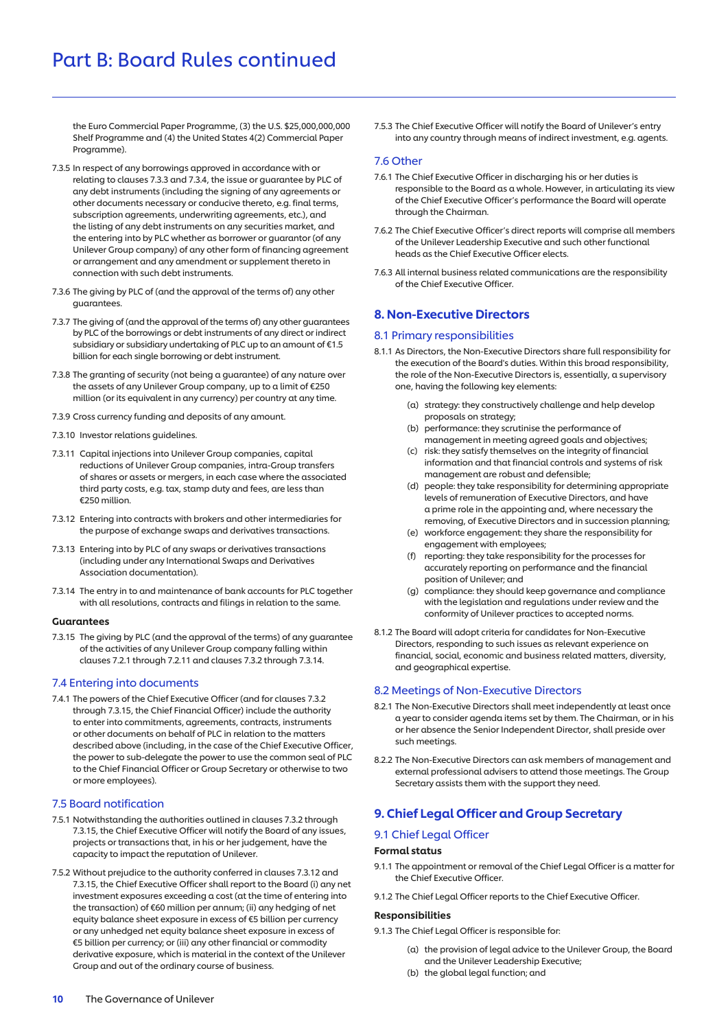the Euro Commercial Paper Programme, (3) the U.S. $25,000,000,000 Shelf Programme and (4) the United States 4(2) Commercial Paper Programme).

7.3.5 In respect of any borrowings approved in accordance with or relating to clauses 7.3.3 and 7.3.4, the issue or guarantee by PLC of any debt instruments (including the signing of any agreements or other documents necessary or conducive thereto, e.g. final terms, subscription agreements, underwriting agreements, etc.), and the listing of any debt instruments on any securities market, and the entering into by PLC whether as borrower or guarantor (of any Unilever Group company) of any other form of financing agreement or arrangement and any amendment or supplement thereto in connection with such debt instruments.

7.3.6 The giving by PLC of (and the approval of the terms of) any other guarantees.

7.3.7 The giving of (and the approval of the terms of) any other guarantees by PLC of the borrowings or debt instruments of any direct or indirect subsidiary or subsidiary undertaking of PLC up to an amount of €1.5 billion for each single borrowing or debt instrument.

7.3.8 The granting of security (not being a guarantee) of any nature over the assets of any Unilever Group company, up to a limit of €250 million (or its equivalent in any currency) per country at any time.

7.3.9 Cross currency funding and deposits of any amount.

7.3.10 Investor relations guidelines.

7.3.11 Capital injections into Unilever Group companies, capital reductions of Unilever Group companies, intra-Group transfers of shares or assets or mergers, in each case where the associated third party costs, e.g. tax, stamp duty and fees, are less than €250 million.

7.3.12 Entering into contracts with brokers and other intermediaries for the purpose of exchange swaps and derivatives transactions.

7.3.13 Entering into by PLC of any swaps or derivatives transactions (including under any International Swaps and Derivatives Association documentation).

7.3.14 The entry in to and maintenance of bank accounts for PLC together with all resolutions, contracts and filings in relation to the same.

**Guarantees**

7.3.15 The giving by PLC (and the approval of the terms) of any guarantee of the activities of any Unilever Group company falling within clauses 7.2.1 through 7.2.11 and clauses 7.3.2 through 7.3.14.

### 7.4 Entering into documents

7.4.1 The powers of the Chief Executive Officer (and for clauses 7.3.2 through 7.3.15, the Chief Financial Officer) include the authority to enter into commitments, agreements, contracts, instruments or other documents on behalf of PLC in relation to the matters described above (including, in the case of the Chief Executive Officer, the power to sub-delegate the power to use the common seal of PLC to the Chief Financial Officer or Group Secretary or otherwise to two or more employees).

### 7.5 Board notification

7.5.1 Notwithstanding the authorities outlined in clauses 7.3.2 through 7.3.15, the Chief Executive Officer will notify the Board of any issues, projects or transactions that, in his or her judgement, have the capacity to impact the reputation of Unilever.

7.5.2 Without prejudice to the authority conferred in clauses 7.3.12 and 7.3.15, the Chief Executive Officer shall report to the Board (i) any net investment exposures exceeding a cost (at the time of entering into the transaction) of €60 million per annum; (ii) any hedging of net equity balance sheet exposure in excess of €5 billion per currency or any unhedged net equity balance sheet exposure in excess of €5 billion per currency; or (iii) any other financial or commodity derivative exposure, which is material in the context of the Unilever Group and out of the ordinary course of business.

7.5.3 The Chief Executive Officer will notify the Board of Unilever's entry into any country through means of indirect investment, e.g. agents.

### 7.6 Other

7.6.1 The Chief Executive Officer in discharging his or her duties is responsible to the Board as a whole. However, in articulating its view of the Chief Executive Officer's performance the Board will operate through the Chairman.

7.6.2 The Chief Executive Officer's direct reports will comprise all members of the Unilever Leadership Executive and such other functional heads as the Chief Executive Officer elects.

7.6.3 All internal business related communications are the responsibility of the Chief Executive Officer.

## 8. Non-Executive Directors

### 8.1 Primary responsibilities

8.1.1 As Directors, the Non-Executive Directors share full responsibility for the execution of the Board's duties. Within this broad responsibility, the role of the Non-Executive Directors is, essentially, a supervisory one, having the following key elements:

(a) strategy: they constructively challenge and help develop proposals on strategy;
(b) performance: they scrutinise the performance of management in meeting agreed goals and objectives;
(c) risk: they satisfy themselves on the integrity of financial information and that financial controls and systems of risk management are robust and defensible;
(d) people: they take responsibility for determining appropriate levels of remuneration of Executive Directors, and have a prime role in the appointing and, where necessary the removing, of Executive Directors and in succession planning;
(e) workforce engagement: they share the responsibility for engagement with employees;
(f) reporting: they take responsibility for the processes for accurately reporting on performance and the financial position of Unilever; and
(g) compliance: they should keep governance and compliance with the legislation and regulations under review and the conformity of Unilever practices to accepted norms.

8.1.2 The Board will adopt criteria for candidates for Non-Executive Directors, responding to such issues as relevant experience on financial, social, economic and business related matters, diversity, and geographical expertise.

### 8.2 Meetings of Non-Executive Directors

8.2.1 The Non-Executive Directors shall meet independently at least once a year to consider agenda items set by them. The Chairman, or in his or her absence the Senior Independent Director, shall preside over such meetings.

8.2.2 The Non-Executive Directors can ask members of management and external professional advisers to attend those meetings. The Group Secretary assists them with the support they need.

## 9. Chief Legal Officer and Group Secretary

### 9.1 Chief Legal Officer

**Formal status**

9.1.1 The appointment or removal of the Chief Legal Officer is a matter for the Chief Executive Officer.

9.1.2 The Chief Legal Officer reports to the Chief Executive Officer.

**Responsibilities**

9.1.3 The Chief Legal Officer is responsible for:

(a) the provision of legal advice to the Unilever Group, the Board and the Unilever Leadership Executive;
(b) the global legal function; and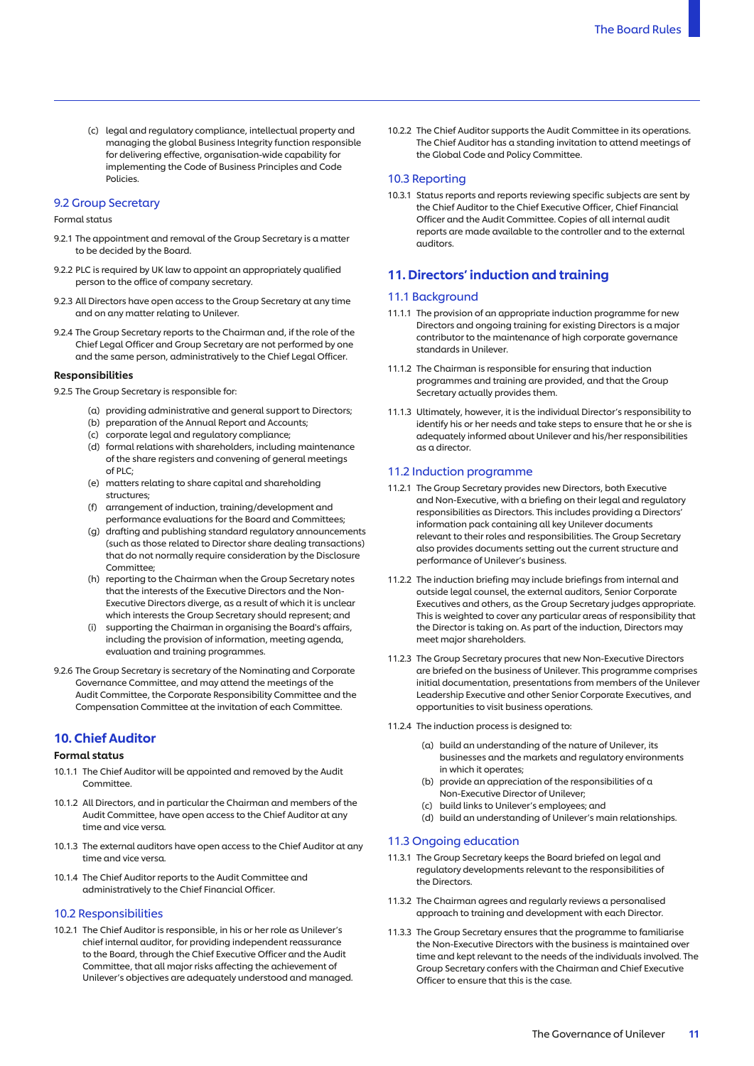(c) legal and regulatory compliance, intellectual property and managing the global Business Integrity function responsible for delivering effective, organisation-wide capability for implementing the Code of Business Principles and Code Policies.

### 9.2 Group Secretary

Formal status

9.2.1 The appointment and removal of the Group Secretary is a matter to be decided by the Board.

9.2.2 PLC is required by UK law to appoint an appropriately qualified person to the office of company secretary.

9.2.3 All Directors have open access to the Group Secretary at any time and on any matter relating to Unilever.

9.2.4 The Group Secretary reports to the Chairman and, if the role of the Chief Legal Officer and Group Secretary are not performed by one and the same person, administratively to the Chief Legal Officer.

**Responsibilities**

9.2.5 The Group Secretary is responsible for:

(a) providing administrative and general support to Directors;
(b) preparation of the Annual Report and Accounts;
(c) corporate legal and regulatory compliance;
(d) formal relations with shareholders, including maintenance of the share registers and convening of general meetings of PLC;
(e) matters relating to share capital and shareholding structures;
(f) arrangement of induction, training/development and performance evaluations for the Board and Committees;
(g) drafting and publishing standard regulatory announcements (such as those related to Director share dealing transactions) that do not normally require consideration by the Disclosure Committee;
(h) reporting to the Chairman when the Group Secretary notes that the interests of the Executive Directors and the Non-Executive Directors diverge, as a result of which it is unclear which interests the Group Secretary should represent; and
(i) supporting the Chairman in organising the Board's affairs, including the provision of information, meeting agenda, evaluation and training programmes.

9.2.6 The Group Secretary is secretary of the Nominating and Corporate Governance Committee, and may attend the meetings of the Audit Committee, the Corporate Responsibility Committee and the Compensation Committee at the invitation of each Committee.

## 10. Chief Auditor

**Formal status**

10.1.1 The Chief Auditor will be appointed and removed by the Audit Committee.

10.1.2 All Directors, and in particular the Chairman and members of the Audit Committee, have open access to the Chief Auditor at any time and vice versa.

10.1.3 The external auditors have open access to the Chief Auditor at any time and vice versa.

10.1.4 The Chief Auditor reports to the Audit Committee and administratively to the Chief Financial Officer.

### 10.2 Responsibilities

10.2.1 The Chief Auditor is responsible, in his or her role as Unilever's chief internal auditor, for providing independent reassurance to the Board, through the Chief Executive Officer and the Audit Committee, that all major risks affecting the achievement of Unilever's objectives are adequately understood and managed.

10.2.2 The Chief Auditor supports the Audit Committee in its operations. The Chief Auditor has a standing invitation to attend meetings of the Global Code and Policy Committee.

### 10.3 Reporting

10.3.1 Status reports and reports reviewing specific subjects are sent by the Chief Auditor to the Chief Executive Officer, Chief Financial Officer and the Audit Committee. Copies of all internal audit reports are made available to the controller and to the external auditors.

## 11. Directors' induction and training

### 11.1 Background

11.1.1 The provision of an appropriate induction programme for new Directors and ongoing training for existing Directors is a major contributor to the maintenance of high corporate governance standards in Unilever.

11.1.2 The Chairman is responsible for ensuring that induction programmes and training are provided, and that the Group Secretary actually provides them.

11.1.3 Ultimately, however, it is the individual Director's responsibility to identify his or her needs and take steps to ensure that he or she is adequately informed about Unilever and his/her responsibilities as a director.

### 11.2 Induction programme

11.2.1 The Group Secretary provides new Directors, both Executive and Non-Executive, with a briefing on their legal and regulatory responsibilities as Directors. This includes providing a Directors' information pack containing all key Unilever documents relevant to their roles and responsibilities. The Group Secretary also provides documents setting out the current structure and performance of Unilever's business.

11.2.2 The induction briefing may include briefings from internal and outside legal counsel, the external auditors, Senior Corporate Executives and others, as the Group Secretary judges appropriate. This is weighted to cover any particular areas of responsibility that the Director is taking on. As part of the induction, Directors may meet major shareholders.

11.2.3 The Group Secretary procures that new Non-Executive Directors are briefed on the business of Unilever. This programme comprises initial documentation, presentations from members of the Unilever Leadership Executive and other Senior Corporate Executives, and opportunities to visit business operations.

11.2.4 The induction process is designed to:

(a) build an understanding of the nature of Unilever, its businesses and the markets and regulatory environments in which it operates;
(b) provide an appreciation of the responsibilities of a Non-Executive Director of Unilever;
(c) build links to Unilever's employees; and
(d) build an understanding of Unilever's main relationships.

### 11.3 Ongoing education

11.3.1 The Group Secretary keeps the Board briefed on legal and regulatory developments relevant to the responsibilities of the Directors.

11.3.2 The Chairman agrees and regularly reviews a personalised approach to training and development with each Director.

11.3.3 The Group Secretary ensures that the programme to familiarise the Non-Executive Directors with the business is maintained over time and kept relevant to the needs of the individuals involved. The Group Secretary confers with the Chairman and Chief Executive Officer to ensure that this is the case.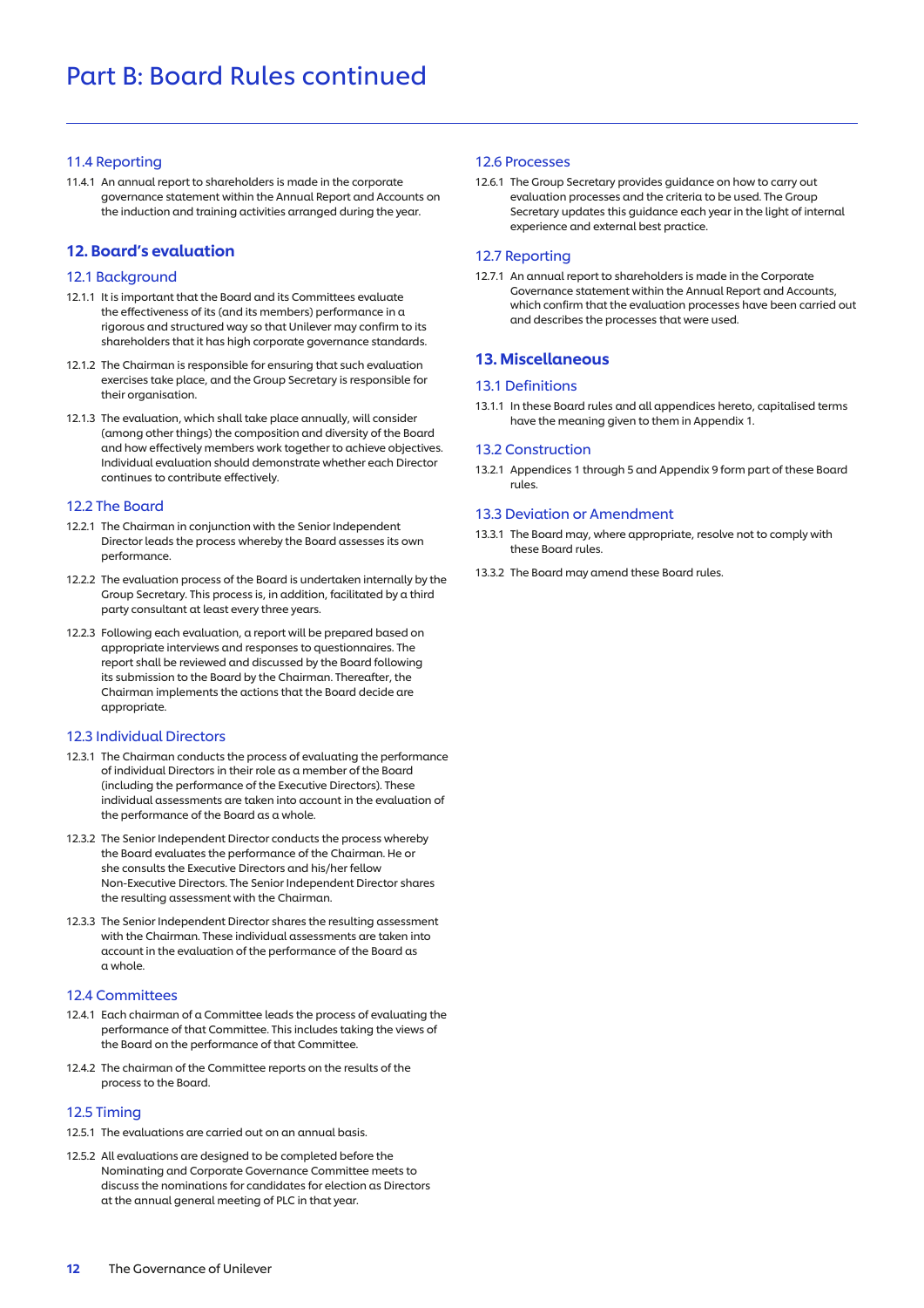# Part B: Board Rules continued

### 11.4 Reporting

11.4.1 An annual report to shareholders is made in the corporate governance statement within the Annual Report and Accounts on the induction and training activities arranged during the year.

## 12. Board's evaluation

### 12.1 Background

12.1.1 It is important that the Board and its Committees evaluate the effectiveness of its (and its members) performance in a rigorous and structured way so that Unilever may confirm to its shareholders that it has high corporate governance standards.

12.1.2 The Chairman is responsible for ensuring that such evaluation exercises take place, and the Group Secretary is responsible for their organisation.

12.1.3 The evaluation, which shall take place annually, will consider (among other things) the composition and diversity of the Board and how effectively members work together to achieve objectives. Individual evaluation should demonstrate whether each Director continues to contribute effectively.

### 12.2 The Board

12.2.1 The Chairman in conjunction with the Senior Independent Director leads the process whereby the Board assesses its own performance.

12.2.2 The evaluation process of the Board is undertaken internally by the Group Secretary. This process is, in addition, facilitated by a third party consultant at least every three years.

12.2.3 Following each evaluation, a report will be prepared based on appropriate interviews and responses to questionnaires. The report shall be reviewed and discussed by the Board following its submission to the Board by the Chairman. Thereafter, the Chairman implements the actions that the Board decide are appropriate.

### 12.3 Individual Directors

12.3.1 The Chairman conducts the process of evaluating the performance of individual Directors in their role as a member of the Board (including the performance of the Executive Directors). These individual assessments are taken into account in the evaluation of the performance of the Board as a whole.

12.3.2 The Senior Independent Director conducts the process whereby the Board evaluates the performance of the Chairman. He or she consults the Executive Directors and his/her fellow Non-Executive Directors. The Senior Independent Director shares the resulting assessment with the Chairman.

12.3.3 The Senior Independent Director shares the resulting assessment with the Chairman. These individual assessments are taken into account in the evaluation of the performance of the Board as a whole.

### 12.4 Committees

12.4.1 Each chairman of a Committee leads the process of evaluating the performance of that Committee. This includes taking the views of the Board on the performance of that Committee.

12.4.2 The chairman of the Committee reports on the results of the process to the Board.

### 12.5 Timing

12.5.1 The evaluations are carried out on an annual basis.

12.5.2 All evaluations are designed to be completed before the Nominating and Corporate Governance Committee meets to discuss the nominations for candidates for election as Directors at the annual general meeting of PLC in that year.

### 12.6 Processes

12.6.1 The Group Secretary provides guidance on how to carry out evaluation processes and the criteria to be used. The Group Secretary updates this guidance each year in the light of internal experience and external best practice.

### 12.7 Reporting

12.7.1 An annual report to shareholders is made in the Corporate Governance statement within the Annual Report and Accounts, which confirm that the evaluation processes have been carried out and describes the processes that were used.

## 13. Miscellaneous

### 13.1 Definitions

13.1.1 In these Board rules and all appendices hereto, capitalised terms have the meaning given to them in Appendix 1.

### 13.2 Construction

13.2.1 Appendices 1 through 5 and Appendix 9 form part of these Board rules.

### 13.3 Deviation or Amendment

13.3.1 The Board may, where appropriate, resolve not to comply with these Board rules.

13.3.2 The Board may amend these Board rules.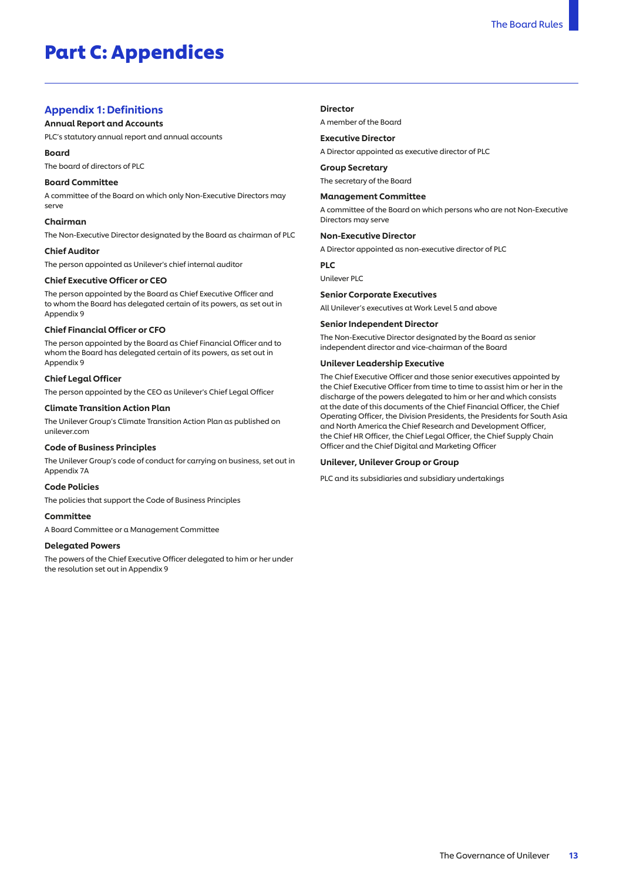# Part C: Appendices

## Appendix 1: Definitions

**Annual Report and Accounts**

PLC's statutory annual report and annual accounts

**Board**

The board of directors of PLC

**Board Committee**

A committee of the Board on which only Non-Executive Directors may serve

**Chairman**

The Non-Executive Director designated by the Board as chairman of PLC

**Chief Auditor**

The person appointed as Unilever's chief internal auditor

**Chief Executive Officer or CEO**

The person appointed by the Board as Chief Executive Officer and to whom the Board has delegated certain of its powers, as set out in Appendix 9

**Chief Financial Officer or CFO**

The person appointed by the Board as Chief Financial Officer and to whom the Board has delegated certain of its powers, as set out in Appendix 9

**Chief Legal Officer**

The person appointed by the CEO as Unilever's Chief Legal Officer

**Climate Transition Action Plan**

The Unilever Group's Climate Transition Action Plan as published on unilever.com

**Code of Business Principles**

The Unilever Group's code of conduct for carrying on business, set out in Appendix 7A

**Code Policies**

The policies that support the Code of Business Principles

**Committee**

A Board Committee or a Management Committee

**Delegated Powers**

The powers of the Chief Executive Officer delegated to him or her under the resolution set out in Appendix 9

**Director**

A member of the Board

**Executive Director**

A Director appointed as executive director of PLC

**Group Secretary**

The secretary of the Board

**Management Committee**

A committee of the Board on which persons who are not Non-Executive Directors may serve

**Non-Executive Director**

A Director appointed as non-executive director of PLC

**PLC**

Unilever PLC

**Senior Corporate Executives**

All Unilever's executives at Work Level 5 and above

**Senior Independent Director**

The Non-Executive Director designated by the Board as senior independent director and vice-chairman of the Board

**Unilever Leadership Executive**

The Chief Executive Officer and those senior executives appointed by the Chief Executive Officer from time to time to assist him or her in the discharge of the powers delegated to him or her and which consists at the date of this documents of the Chief Financial Officer, the Chief Operating Officer, the Division Presidents, the Presidents for South Asia and North America the Chief Research and Development Officer, the Chief HR Officer, the Chief Legal Officer, the Chief Supply Chain Officer and the Chief Digital and Marketing Officer

**Unilever, Unilever Group or Group**

PLC and its subsidiaries and subsidiary undertakings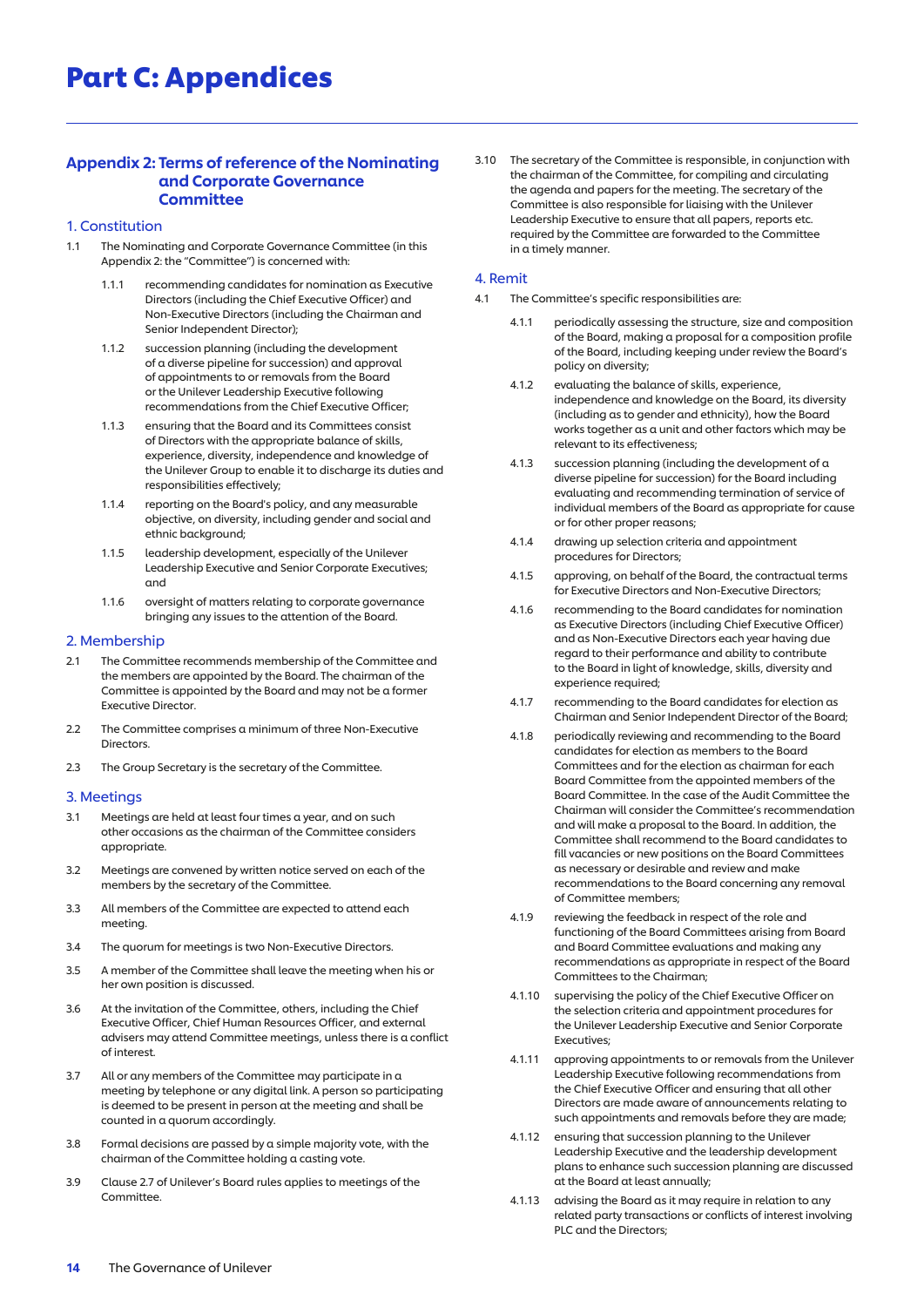# Part C: Appendices

## Appendix 2: Terms of reference of the Nominating and Corporate Governance Committee

### 1. Constitution

1.1 The Nominating and Corporate Governance Committee (in this Appendix 2: the "Committee") is concerned with:

- 1.1.1 recommending candidates for nomination as Executive Directors (including the Chief Executive Officer) and Non-Executive Directors (including the Chairman and Senior Independent Director);
- 1.1.2 succession planning (including the development of a diverse pipeline for succession) and approval of appointments to or removals from the Board or the Unilever Leadership Executive following recommendations from the Chief Executive Officer;
- 1.1.3 ensuring that the Board and its Committees consist of Directors with the appropriate balance of skills, experience, diversity, independence and knowledge of the Unilever Group to enable it to discharge its duties and responsibilities effectively;
- 1.1.4 reporting on the Board's policy, and any measurable objective, on diversity, including gender and social and ethnic background;
- 1.1.5 leadership development, especially of the Unilever Leadership Executive and Senior Corporate Executives; and
- 1.1.6 oversight of matters relating to corporate governance bringing any issues to the attention of the Board.

### 2. Membership

2.1 The Committee recommends membership of the Committee and the members are appointed by the Board. The chairman of the Committee is appointed by the Board and may not be a former Executive Director.

2.2 The Committee comprises a minimum of three Non-Executive Directors.

2.3 The Group Secretary is the secretary of the Committee.

### 3. Meetings

3.1 Meetings are held at least four times a year, and on such other occasions as the chairman of the Committee considers appropriate.

3.2 Meetings are convened by written notice served on each of the members by the secretary of the Committee.

3.3 All members of the Committee are expected to attend each meeting.

3.4 The quorum for meetings is two Non-Executive Directors.

3.5 A member of the Committee shall leave the meeting when his or her own position is discussed.

3.6 At the invitation of the Committee, others, including the Chief Executive Officer, Chief Human Resources Officer, and external advisers may attend Committee meetings, unless there is a conflict of interest.

3.7 All or any members of the Committee may participate in a meeting by telephone or any digital link. A person so participating is deemed to be present in person at the meeting and shall be counted in a quorum accordingly.

3.8 Formal decisions are passed by a simple majority vote, with the chairman of the Committee holding a casting vote.

3.9 Clause 2.7 of Unilever's Board rules applies to meetings of the Committee.

3.10 The secretary of the Committee is responsible, in conjunction with the chairman of the Committee, for compiling and circulating the agenda and papers for the meeting. The secretary of the Committee is also responsible for liaising with the Unilever Leadership Executive to ensure that all papers, reports etc. required by the Committee are forwarded to the Committee in a timely manner.

### 4. Remit

4.1 The Committee's specific responsibilities are:

- 4.1.1 periodically assessing the structure, size and composition of the Board, making a proposal for a composition profile of the Board, including keeping under review the Board's policy on diversity;
- 4.1.2 evaluating the balance of skills, experience, independence and knowledge on the Board, its diversity (including as to gender and ethnicity), how the Board works together as a unit and other factors which may be relevant to its effectiveness;
- 4.1.3 succession planning (including the development of a diverse pipeline for succession) for the Board including evaluating and recommending termination of service of individual members of the Board as appropriate for cause or for other proper reasons;
- 4.1.4 drawing up selection criteria and appointment procedures for Directors;
- 4.1.5 approving, on behalf of the Board, the contractual terms for Executive Directors and Non-Executive Directors;
- 4.1.6 recommending to the Board candidates for nomination as Executive Directors (including Chief Executive Officer) and as Non-Executive Directors each year having due regard to their performance and ability to contribute to the Board in light of knowledge, skills, diversity and experience required;
- 4.1.7 recommending to the Board candidates for election as Chairman and Senior Independent Director of the Board;
- 4.1.8 periodically reviewing and recommending to the Board candidates for election as members to the Board Committees and for the election as chairman for each Board Committee from the appointed members of the Board Committee. In the case of the Audit Committee the Chairman will consider the Committee's recommendation and will make a proposal to the Board. In addition, the Committee shall recommend to the Board candidates to fill vacancies or new positions on the Board Committees as necessary or desirable and review and make recommendations to the Board concerning any removal of Committee members;
- 4.1.9 reviewing the feedback in respect of the role and functioning of the Board Committees arising from Board and Board Committee evaluations and making any recommendations as appropriate in respect of the Board Committees to the Chairman;
- 4.1.10 supervising the policy of the Chief Executive Officer on the selection criteria and appointment procedures for the Unilever Leadership Executive and Senior Corporate Executives;
- 4.1.11 approving appointments to or removals from the Unilever Leadership Executive following recommendations from the Chief Executive Officer and ensuring that all other Directors are made aware of announcements relating to such appointments and removals before they are made;
- 4.1.12 ensuring that succession planning to the Unilever Leadership Executive and the leadership development plans to enhance such succession planning are discussed at the Board at least annually;
- 4.1.13 advising the Board as it may require in relation to any related party transactions or conflicts of interest involving PLC and the Directors;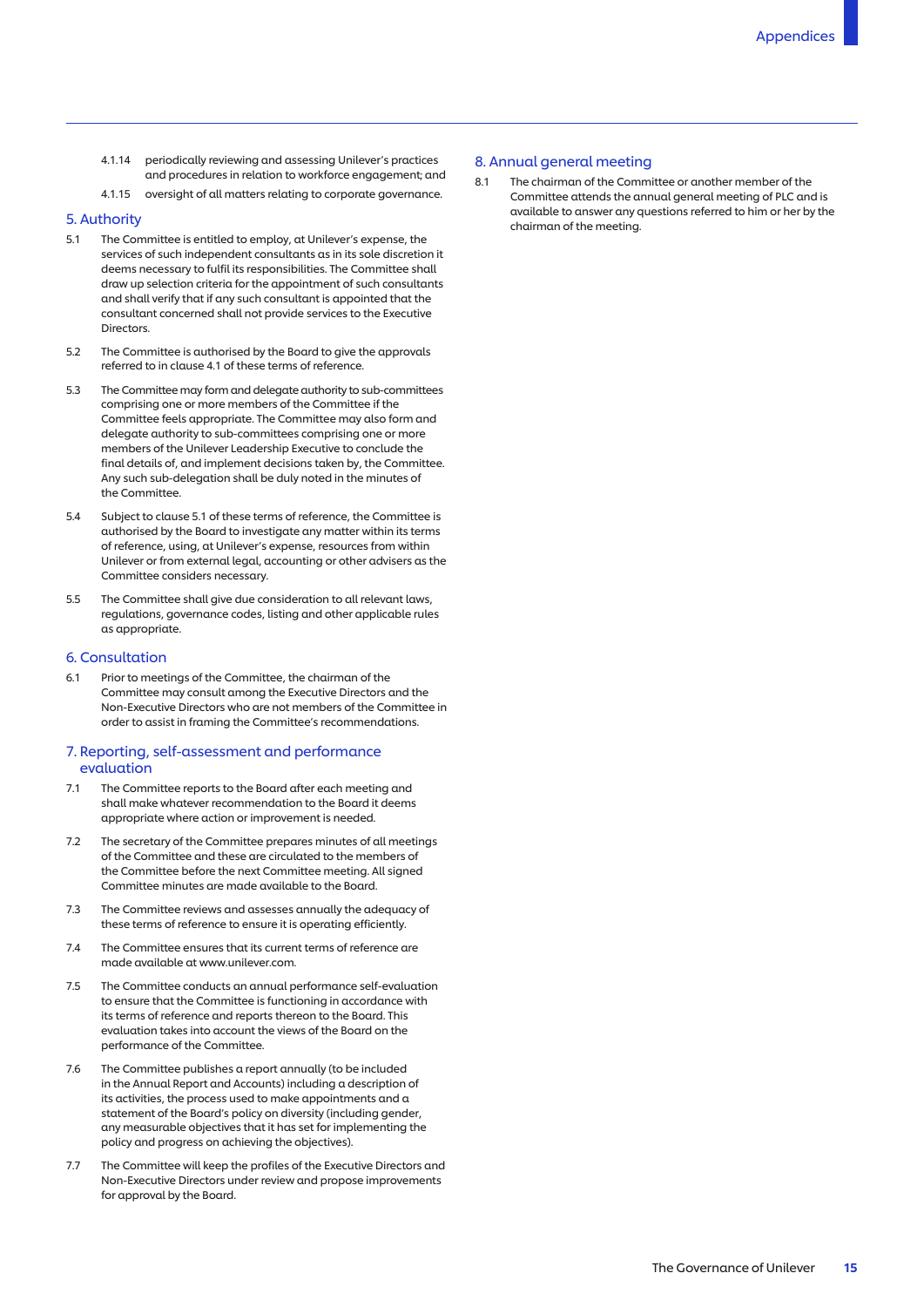4.1.14 periodically reviewing and assessing Unilever's practices and procedures in relation to workforce engagement; and

4.1.15 oversight of all matters relating to corporate governance.

## 5. Authority

5.1 The Committee is entitled to employ, at Unilever's expense, the services of such independent consultants as in its sole discretion it deems necessary to fulfil its responsibilities. The Committee shall draw up selection criteria for the appointment of such consultants and shall verify that if any such consultant is appointed that the consultant concerned shall not provide services to the Executive Directors.

5.2 The Committee is authorised by the Board to give the approvals referred to in clause 4.1 of these terms of reference.

5.3 The Committee may form and delegate authority to sub-committees comprising one or more members of the Committee if the Committee feels appropriate. The Committee may also form and delegate authority to sub-committees comprising one or more members of the Unilever Leadership Executive to conclude the final details of, and implement decisions taken by, the Committee. Any such sub-delegation shall be duly noted in the minutes of the Committee.

5.4 Subject to clause 5.1 of these terms of reference, the Committee is authorised by the Board to investigate any matter within its terms of reference, using, at Unilever's expense, resources from within Unilever or from external legal, accounting or other advisers as the Committee considers necessary.

5.5 The Committee shall give due consideration to all relevant laws, regulations, governance codes, listing and other applicable rules as appropriate.

## 6. Consultation

6.1 Prior to meetings of the Committee, the chairman of the Committee may consult among the Executive Directors and the Non-Executive Directors who are not members of the Committee in order to assist in framing the Committee's recommendations.

## 7. Reporting, self-assessment and performance evaluation

7.1 The Committee reports to the Board after each meeting and shall make whatever recommendation to the Board it deems appropriate where action or improvement is needed.

7.2 The secretary of the Committee prepares minutes of all meetings of the Committee and these are circulated to the members of the Committee before the next Committee meeting. All signed Committee minutes are made available to the Board.

7.3 The Committee reviews and assesses annually the adequacy of these terms of reference to ensure it is operating efficiently.

7.4 The Committee ensures that its current terms of reference are made available at www.unilever.com.

7.5 The Committee conducts an annual performance self-evaluation to ensure that the Committee is functioning in accordance with its terms of reference and reports thereon to the Board. This evaluation takes into account the views of the Board on the performance of the Committee.

7.6 The Committee publishes a report annually (to be included in the Annual Report and Accounts) including a description of its activities, the process used to make appointments and a statement of the Board's policy on diversity (including gender, any measurable objectives that it has set for implementing the policy and progress on achieving the objectives).

7.7 The Committee will keep the profiles of the Executive Directors and Non-Executive Directors under review and propose improvements for approval by the Board.

## 8. Annual general meeting

8.1 The chairman of the Committee or another member of the Committee attends the annual general meeting of PLC and is available to answer any questions referred to him or her by the chairman of the meeting.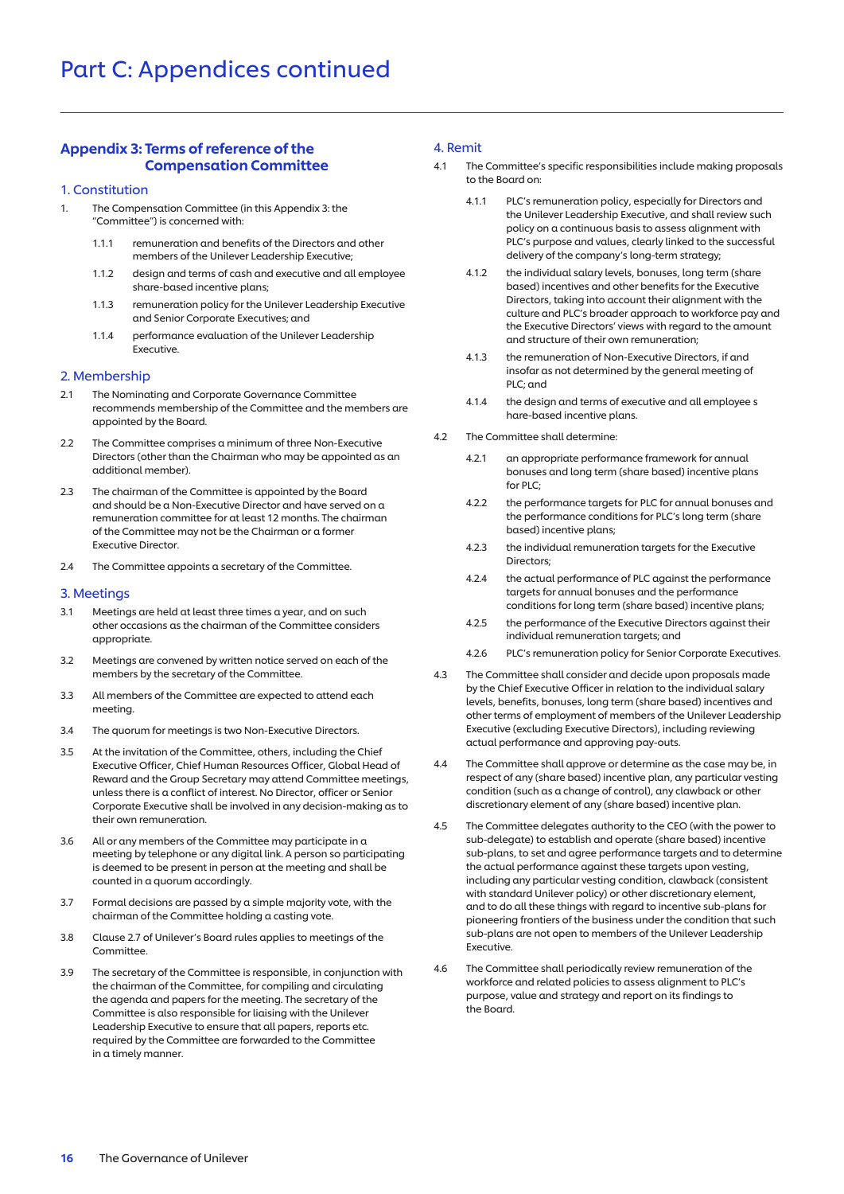# Part C: Appendices continued

## Appendix 3: Terms of reference of the Compensation Committee

### 1. Constitution

1. The Compensation Committee (in this Appendix 3: the "Committee") is concerned with:

   1.1.1 remuneration and benefits of the Directors and other members of the Unilever Leadership Executive;

   1.1.2 design and terms of cash and executive and all employee share-based incentive plans;

   1.1.3 remuneration policy for the Unilever Leadership Executive and Senior Corporate Executives; and

   1.1.4 performance evaluation of the Unilever Leadership Executive.

### 2. Membership

2.1 The Nominating and Corporate Governance Committee recommends membership of the Committee and the members are appointed by the Board.

2.2 The Committee comprises a minimum of three Non-Executive Directors (other than the Chairman who may be appointed as an additional member).

2.3 The chairman of the Committee is appointed by the Board and should be a Non-Executive Director and have served on a remuneration committee for at least 12 months. The chairman of the Committee may not be the Chairman or a former Executive Director.

2.4 The Committee appoints a secretary of the Committee.

### 3. Meetings

3.1 Meetings are held at least three times a year, and on such other occasions as the chairman of the Committee considers appropriate.

3.2 Meetings are convened by written notice served on each of the members by the secretary of the Committee.

3.3 All members of the Committee are expected to attend each meeting.

3.4 The quorum for meetings is two Non-Executive Directors.

3.5 At the invitation of the Committee, others, including the Chief Executive Officer, Chief Human Resources Officer, Global Head of Reward and the Group Secretary may attend Committee meetings, unless there is a conflict of interest. No Director, officer or Senior Corporate Executive shall be involved in any decision-making as to their own remuneration.

3.6 All or any members of the Committee may participate in a meeting by telephone or any digital link. A person so participating is deemed to be present in person at the meeting and shall be counted in a quorum accordingly.

3.7 Formal decisions are passed by a simple majority vote, with the chairman of the Committee holding a casting vote.

3.8 Clause 2.7 of Unilever's Board rules applies to meetings of the Committee.

3.9 The secretary of the Committee is responsible, in conjunction with the chairman of the Committee, for compiling and circulating the agenda and papers for the meeting. The secretary of the Committee is also responsible for liaising with the Unilever Leadership Executive to ensure that all papers, reports etc. required by the Committee are forwarded to the Committee in a timely manner.

### 4. Remit

4.1 The Committee's specific responsibilities include making proposals to the Board on:

   4.1.1 PLC's remuneration policy, especially for Directors and the Unilever Leadership Executive, and shall review such policy on a continuous basis to assess alignment with PLC's purpose and values, clearly linked to the successful delivery of the company's long-term strategy;

   4.1.2 the individual salary levels, bonuses, long term (share based) incentives and other benefits for the Executive Directors, taking into account their alignment with the culture and PLC's broader approach to workforce pay and the Executive Directors' views with regard to the amount and structure of their own remuneration;

   4.1.3 the remuneration of Non-Executive Directors, if and insofar as not determined by the general meeting of PLC; and

   4.1.4 the design and terms of executive and all employee s hare-based incentive plans.

4.2 The Committee shall determine:

   4.2.1 an appropriate performance framework for annual bonuses and long term (share based) incentive plans for PLC;

   4.2.2 the performance targets for PLC for annual bonuses and the performance conditions for PLC's long term (share based) incentive plans;

   4.2.3 the individual remuneration targets for the Executive Directors;

   4.2.4 the actual performance of PLC against the performance targets for annual bonuses and the performance conditions for long term (share based) incentive plans;

   4.2.5 the performance of the Executive Directors against their individual remuneration targets; and

   4.2.6 PLC's remuneration policy for Senior Corporate Executives.

4.3 The Committee shall consider and decide upon proposals made by the Chief Executive Officer in relation to the individual salary levels, benefits, bonuses, long term (share based) incentives and other terms of employment of members of the Unilever Leadership Executive (excluding Executive Directors), including reviewing actual performance and approving pay-outs.

4.4 The Committee shall approve or determine as the case may be, in respect of any (share based) incentive plan, any particular vesting condition (such as a change of control), any clawback or other discretionary element of any (share based) incentive plan.

4.5 The Committee delegates authority to the CEO (with the power to sub-delegate) to establish and operate (share based) incentive sub-plans, to set and agree performance targets and to determine the actual performance against these targets upon vesting, including any particular vesting condition, clawback (consistent with standard Unilever policy) or other discretionary element, and to do all these things with regard to incentive sub-plans for pioneering frontiers of the business under the condition that such sub-plans are not open to members of the Unilever Leadership Executive.

4.6 The Committee shall periodically review remuneration of the workforce and related policies to assess alignment to PLC's purpose, value and strategy and report on its findings to the Board.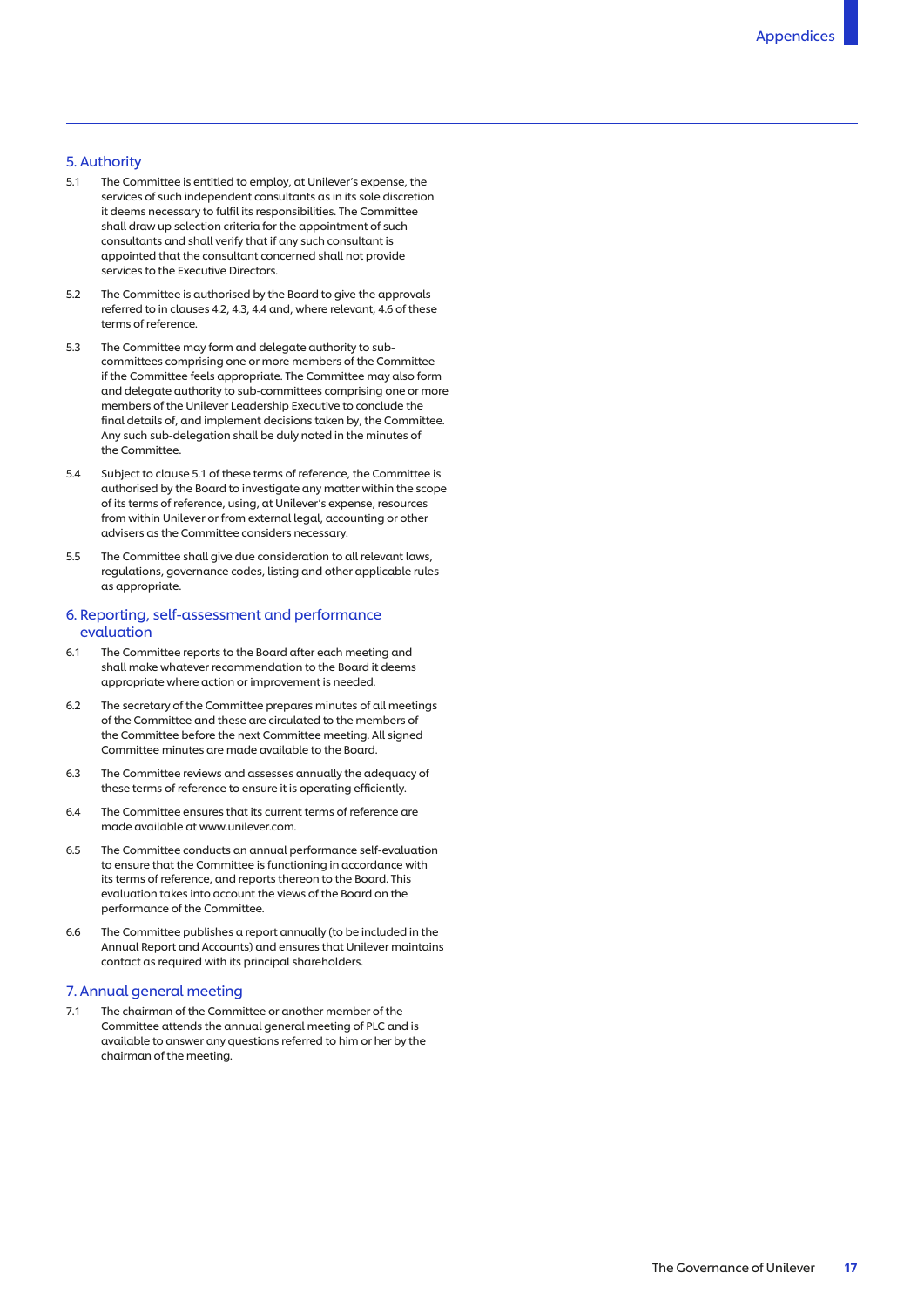## 5. Authority

5.1 The Committee is entitled to employ, at Unilever's expense, the services of such independent consultants as in its sole discretion it deems necessary to fulfil its responsibilities. The Committee shall draw up selection criteria for the appointment of such consultants and shall verify that if any such consultant is appointed that the consultant concerned shall not provide services to the Executive Directors.

5.2 The Committee is authorised by the Board to give the approvals referred to in clauses 4.2, 4.3, 4.4 and, where relevant, 4.6 of these terms of reference.

5.3 The Committee may form and delegate authority to sub-committees comprising one or more members of the Committee if the Committee feels appropriate. The Committee may also form and delegate authority to sub-committees comprising one or more members of the Unilever Leadership Executive to conclude the final details of, and implement decisions taken by, the Committee. Any such sub-delegation shall be duly noted in the minutes of the Committee.

5.4 Subject to clause 5.1 of these terms of reference, the Committee is authorised by the Board to investigate any matter within the scope of its terms of reference, using, at Unilever's expense, resources from within Unilever or from external legal, accounting or other advisers as the Committee considers necessary.

5.5 The Committee shall give due consideration to all relevant laws, regulations, governance codes, listing and other applicable rules as appropriate.

## 6. Reporting, self-assessment and performance evaluation

6.1 The Committee reports to the Board after each meeting and shall make whatever recommendation to the Board it deems appropriate where action or improvement is needed.

6.2 The secretary of the Committee prepares minutes of all meetings of the Committee and these are circulated to the members of the Committee before the next Committee meeting. All signed Committee minutes are made available to the Board.

6.3 The Committee reviews and assesses annually the adequacy of these terms of reference to ensure it is operating efficiently.

6.4 The Committee ensures that its current terms of reference are made available at www.unilever.com.

6.5 The Committee conducts an annual performance self-evaluation to ensure that the Committee is functioning in accordance with its terms of reference, and reports thereon to the Board. This evaluation takes into account the views of the Board on the performance of the Committee.

6.6 The Committee publishes a report annually (to be included in the Annual Report and Accounts) and ensures that Unilever maintains contact as required with its principal shareholders.

## 7. Annual general meeting

7.1 The chairman of the Committee or another member of the Committee attends the annual general meeting of PLC and is available to answer any questions referred to him or her by the chairman of the meeting.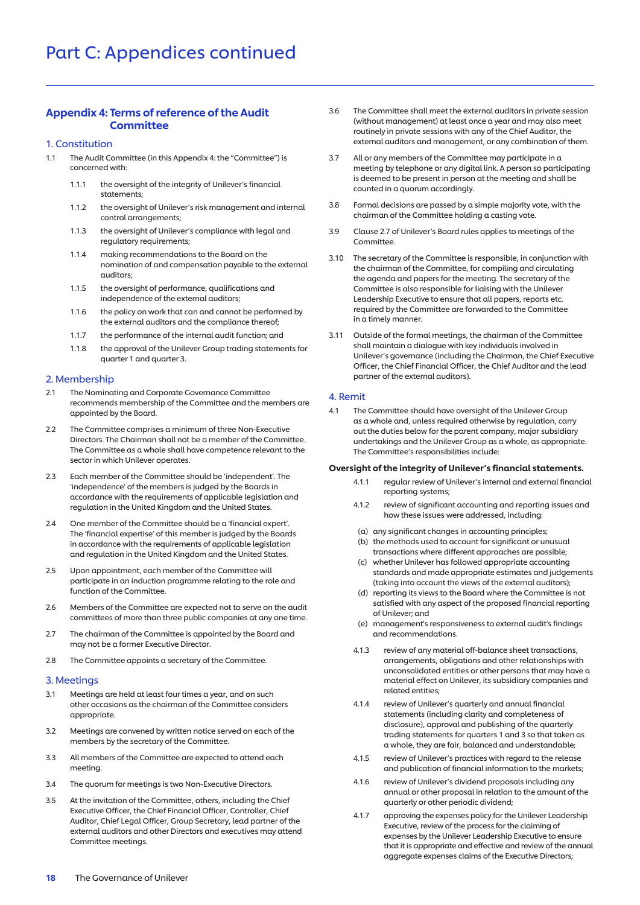# Part C: Appendices continued

## Appendix 4: Terms of reference of the Audit Committee

### 1. Constitution

1.1 The Audit Committee (in this Appendix 4: the "Committee") is concerned with:

- 1.1.1 the oversight of the integrity of Unilever's financial statements;
- 1.1.2 the oversight of Unilever's risk management and internal control arrangements;
- 1.1.3 the oversight of Unilever's compliance with legal and regulatory requirements;
- 1.1.4 making recommendations to the Board on the nomination of and compensation payable to the external auditors;
- 1.1.5 the oversight of performance, qualifications and independence of the external auditors;
- 1.1.6 the policy on work that can and cannot be performed by the external auditors and the compliance thereof;
- 1.1.7 the performance of the internal audit function; and
- 1.1.8 the approval of the Unilever Group trading statements for quarter 1 and quarter 3.

### 2. Membership

2.1 The Nominating and Corporate Governance Committee recommends membership of the Committee and the members are appointed by the Board.

2.2 The Committee comprises a minimum of three Non-Executive Directors. The Chairman shall not be a member of the Committee. The Committee as a whole shall have competence relevant to the sector in which Unilever operates.

2.3 Each member of the Committee should be 'independent'. The 'independence' of the members is judged by the Boards in accordance with the requirements of applicable legislation and regulation in the United Kingdom and the United States.

2.4 One member of the Committee should be a 'financial expert'. The 'financial expertise' of this member is judged by the Boards in accordance with the requirements of applicable legislation and regulation in the United Kingdom and the United States.

2.5 Upon appointment, each member of the Committee will participate in an induction programme relating to the role and function of the Committee.

2.6 Members of the Committee are expected not to serve on the audit committees of more than three public companies at any one time.

2.7 The chairman of the Committee is appointed by the Board and may not be a former Executive Director.

2.8 The Committee appoints a secretary of the Committee.

### 3. Meetings

3.1 Meetings are held at least four times a year, and on such other occasions as the chairman of the Committee considers appropriate.

3.2 Meetings are convened by written notice served on each of the members by the secretary of the Committee.

3.3 All members of the Committee are expected to attend each meeting.

3.4 The quorum for meetings is two Non-Executive Directors.

3.5 At the invitation of the Committee, others, including the Chief Executive Officer, the Chief Financial Officer, Controller, Chief Auditor, Chief Legal Officer, Group Secretary, lead partner of the external auditors and other Directors and executives may attend Committee meetings.

3.6 The Committee shall meet the external auditors in private session (without management) at least once a year and may also meet routinely in private sessions with any of the Chief Auditor, the external auditors and management, or any combination of them.

3.7 All or any members of the Committee may participate in a meeting by telephone or any digital link. A person so participating is deemed to be present in person at the meeting and shall be counted in a quorum accordingly.

3.8 Formal decisions are passed by a simple majority vote, with the chairman of the Committee holding a casting vote.

3.9 Clause 2.7 of Unilever's Board rules applies to meetings of the Committee.

3.10 The secretary of the Committee is responsible, in conjunction with the chairman of the Committee, for compiling and circulating the agenda and papers for the meeting. The secretary of the Committee is also responsible for liaising with the Unilever Leadership Executive to ensure that all papers, reports etc. required by the Committee are forwarded to the Committee in a timely manner.

3.11 Outside of the formal meetings, the chairman of the Committee shall maintain a dialogue with key individuals involved in Unilever's governance (including the Chairman, the Chief Executive Officer, the Chief Financial Officer, the Chief Auditor and the lead partner of the external auditors).

### 4. Remit

4.1 The Committee should have oversight of the Unilever Group as a whole and, unless required otherwise by regulation, carry out the duties below for the parent company, major subsidiary undertakings and the Unilever Group as a whole, as appropriate. The Committee's responsibilities include:

**Oversight of the integrity of Unilever's financial statements.**

- 4.1.1 regular review of Unilever's internal and external financial reporting systems;
- 4.1.2 review of significant accounting and reporting issues and how these issues were addressed, including:
  - (a) any significant changes in accounting principles;
  - (b) the methods used to account for significant or unusual transactions where different approaches are possible;
  - (c) whether Unilever has followed appropriate accounting standards and made appropriate estimates and judgements (taking into account the views of the external auditors);
  - (d) reporting its views to the Board where the Committee is not satisfied with any aspect of the proposed financial reporting of Unilever; and
  - (e) management's responsiveness to external audit's findings and recommendations.
- 4.1.3 review of any material off-balance sheet transactions, arrangements, obligations and other relationships with unconsolidated entities or other persons that may have a material effect on Unilever, its subsidiary companies and related entities;
- 4.1.4 review of Unilever's quarterly and annual financial statements (including clarity and completeness of disclosure), approval and publishing of the quarterly trading statements for quarters 1 and 3 so that taken as a whole, they are fair, balanced and understandable;
- 4.1.5 review of Unilever's practices with regard to the release and publication of financial information to the markets;
- 4.1.6 review of Unilever's dividend proposals including any annual or other proposal in relation to the amount of the quarterly or other periodic dividend;
- 4.1.7 approving the expenses policy for the Unilever Leadership Executive, review of the process for the claiming of expenses by the Unilever Leadership Executive to ensure that it is appropriate and effective and review of the annual aggregate expenses claims of the Executive Directors;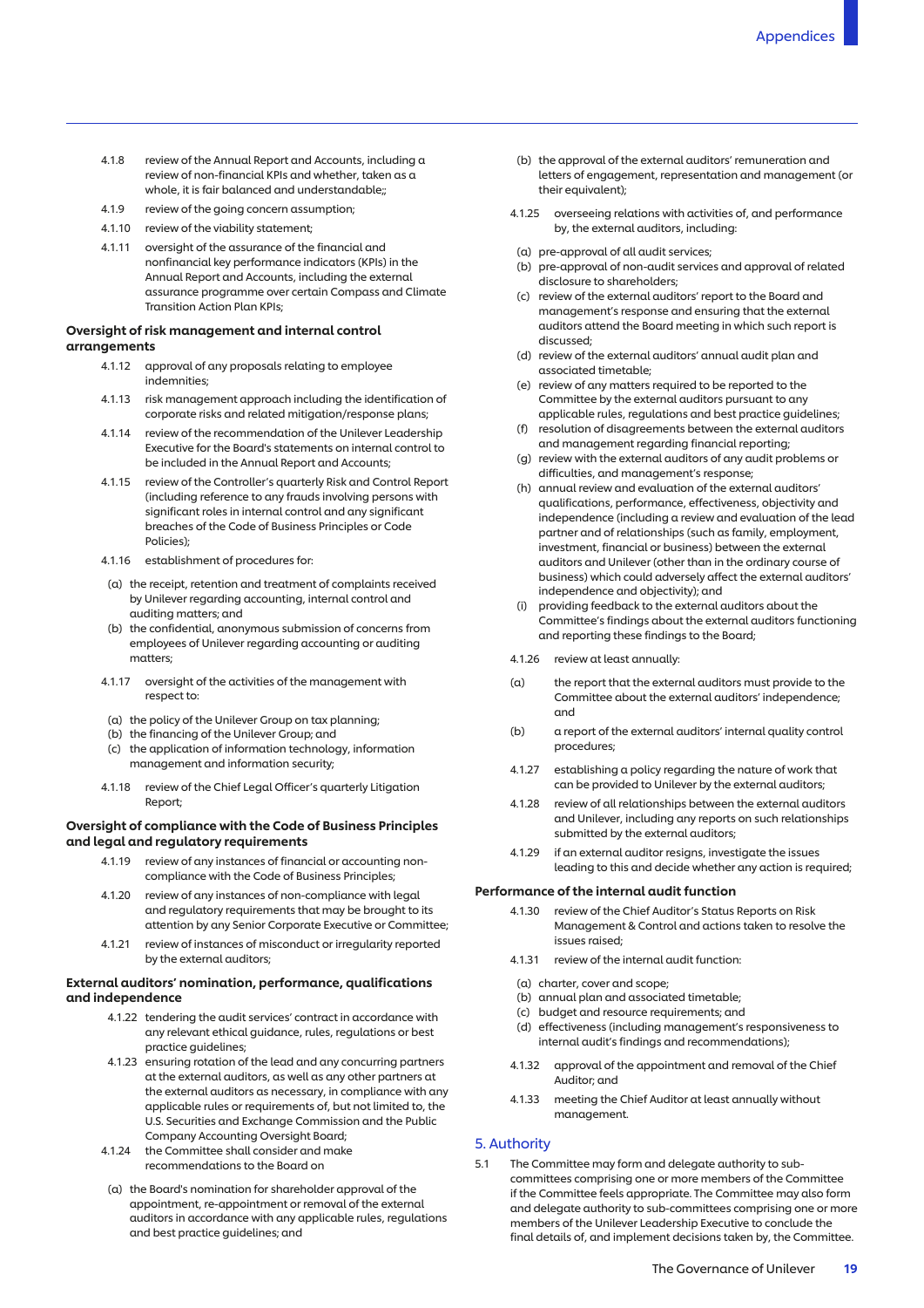4.1.8 review of the Annual Report and Accounts, including a review of non-financial KPIs and whether, taken as a whole, it is fair balanced and understandable;;

4.1.9 review of the going concern assumption;

4.1.10 review of the viability statement;

4.1.11 oversight of the assurance of the financial and nonfinancial key performance indicators (KPIs) in the Annual Report and Accounts, including the external assurance programme over certain Compass and Climate Transition Action Plan KPIs;

**Oversight of risk management and internal control arrangements**

4.1.12 approval of any proposals relating to employee indemnities;

4.1.13 risk management approach including the identification of corporate risks and related mitigation/response plans;

4.1.14 review of the recommendation of the Unilever Leadership Executive for the Board's statements on internal control to be included in the Annual Report and Accounts;

4.1.15 review of the Controller's quarterly Risk and Control Report (including reference to any frauds involving persons with significant roles in internal control and any significant breaches of the Code of Business Principles or Code Policies);

4.1.16 establishment of procedures for:

(a) the receipt, retention and treatment of complaints received by Unilever regarding accounting, internal control and auditing matters; and
(b) the confidential, anonymous submission of concerns from employees of Unilever regarding accounting or auditing matters;

4.1.17 oversight of the activities of the management with respect to:

(a) the policy of the Unilever Group on tax planning;
(b) the financing of the Unilever Group; and
(c) the application of information technology, information management and information security;

4.1.18 review of the Chief Legal Officer's quarterly Litigation Report;

**Oversight of compliance with the Code of Business Principles and legal and regulatory requirements**

4.1.19 review of any instances of financial or accounting non-compliance with the Code of Business Principles;

4.1.20 review of any instances of non-compliance with legal and regulatory requirements that may be brought to its attention by any Senior Corporate Executive or Committee;

4.1.21 review of instances of misconduct or irregularity reported by the external auditors;

**External auditors' nomination, performance, qualifications and independence**

4.1.22 tendering the audit services' contract in accordance with any relevant ethical guidance, rules, regulations or best practice guidelines;

4.1.23 ensuring rotation of the lead and any concurring partners at the external auditors, as well as any other partners at the external auditors as necessary, in compliance with any applicable rules or requirements of, but not limited to, the U.S. Securities and Exchange Commission and the Public Company Accounting Oversight Board;

4.1.24 the Committee shall consider and make recommendations to the Board on

(a) the Board's nomination for shareholder approval of the appointment, re-appointment or removal of the external auditors in accordance with any applicable rules, regulations and best practice guidelines; and
(b) the approval of the external auditors' remuneration and letters of engagement, representation and management (or their equivalent);

4.1.25 overseeing relations with activities of, and performance by, the external auditors, including:

(a) pre-approval of all audit services;
(b) pre-approval of non-audit services and approval of related disclosure to shareholders;
(c) review of the external auditors' report to the Board and management's response and ensuring that the external auditors attend the Board meeting in which such report is discussed;
(d) review of the external auditors' annual audit plan and associated timetable;
(e) review of any matters required to be reported to the Committee by the external auditors pursuant to any applicable rules, regulations and best practice guidelines;
(f) resolution of disagreements between the external auditors and management regarding financial reporting;
(g) review with the external auditors of any audit problems or difficulties, and management's response;
(h) annual review and evaluation of the external auditors' qualifications, performance, effectiveness, objectivity and independence (including a review and evaluation of the lead partner and of relationships (such as family, employment, investment, financial or business) between the external auditors and Unilever (other than in the ordinary course of business) which could adversely affect the external auditors' independence and objectivity); and
(i) providing feedback to the external auditors about the Committee's findings about the external auditors functioning and reporting these findings to the Board;

4.1.26 review at least annually:

(a) the report that the external auditors must provide to the Committee about the external auditors' independence; and
(b) a report of the external auditors' internal quality control procedures;

4.1.27 establishing a policy regarding the nature of work that can be provided to Unilever by the external auditors;

4.1.28 review of all relationships between the external auditors and Unilever, including any reports on such relationships submitted by the external auditors;

4.1.29 if an external auditor resigns, investigate the issues leading to this and decide whether any action is required;

**Performance of the internal audit function**

4.1.30 review of the Chief Auditor's Status Reports on Risk Management & Control and actions taken to resolve the issues raised;

4.1.31 review of the internal audit function:

(a) charter, cover and scope;
(b) annual plan and associated timetable;
(c) budget and resource requirements; and
(d) effectiveness (including management's responsiveness to internal audit's findings and recommendations);

4.1.32 approval of the appointment and removal of the Chief Auditor; and

4.1.33 meeting the Chief Auditor at least annually without management.

## 5. Authority

5.1 The Committee may form and delegate authority to sub-committees comprising one or more members of the Committee if the Committee feels appropriate. The Committee may also form and delegate authority to sub-committees comprising one or more members of the Unilever Leadership Executive to conclude the final details of, and implement decisions taken by, the Committee.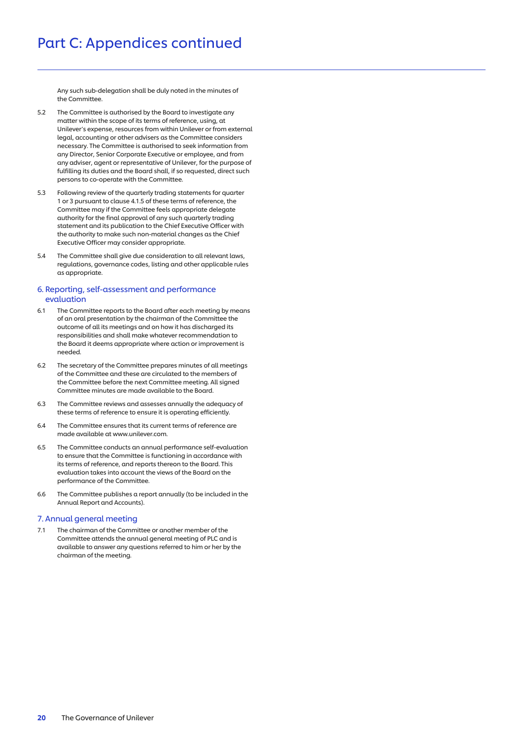# Part C: Appendices continued

Any such sub-delegation shall be duly noted in the minutes of the Committee.

5.2 The Committee is authorised by the Board to investigate any matter within the scope of its terms of reference, using, at Unilever's expense, resources from within Unilever or from external legal, accounting or other advisers as the Committee considers necessary. The Committee is authorised to seek information from any Director, Senior Corporate Executive or employee, and from any adviser, agent or representative of Unilever, for the purpose of fulfilling its duties and the Board shall, if so requested, direct such persons to co-operate with the Committee.

5.3 Following review of the quarterly trading statements for quarter 1 or 3 pursuant to clause 4.1.5 of these terms of reference, the Committee may if the Committee feels appropriate delegate authority for the final approval of any such quarterly trading statement and its publication to the Chief Executive Officer with the authority to make such non-material changes as the Chief Executive Officer may consider appropriate.

5.4 The Committee shall give due consideration to all relevant laws, regulations, governance codes, listing and other applicable rules as appropriate.

## 6. Reporting, self-assessment and performance evaluation

6.1 The Committee reports to the Board after each meeting by means of an oral presentation by the chairman of the Committee the outcome of all its meetings and on how it has discharged its responsibilities and shall make whatever recommendation to the Board it deems appropriate where action or improvement is needed.

6.2 The secretary of the Committee prepares minutes of all meetings of the Committee and these are circulated to the members of the Committee before the next Committee meeting. All signed Committee minutes are made available to the Board.

6.3 The Committee reviews and assesses annually the adequacy of these terms of reference to ensure it is operating efficiently.

6.4 The Committee ensures that its current terms of reference are made available at www.unilever.com.

6.5 The Committee conducts an annual performance self-evaluation to ensure that the Committee is functioning in accordance with its terms of reference, and reports thereon to the Board. This evaluation takes into account the views of the Board on the performance of the Committee.

6.6 The Committee publishes a report annually (to be included in the Annual Report and Accounts).

## 7. Annual general meeting

7.1 The chairman of the Committee or another member of the Committee attends the annual general meeting of PLC and is available to answer any questions referred to him or her by the chairman of the meeting.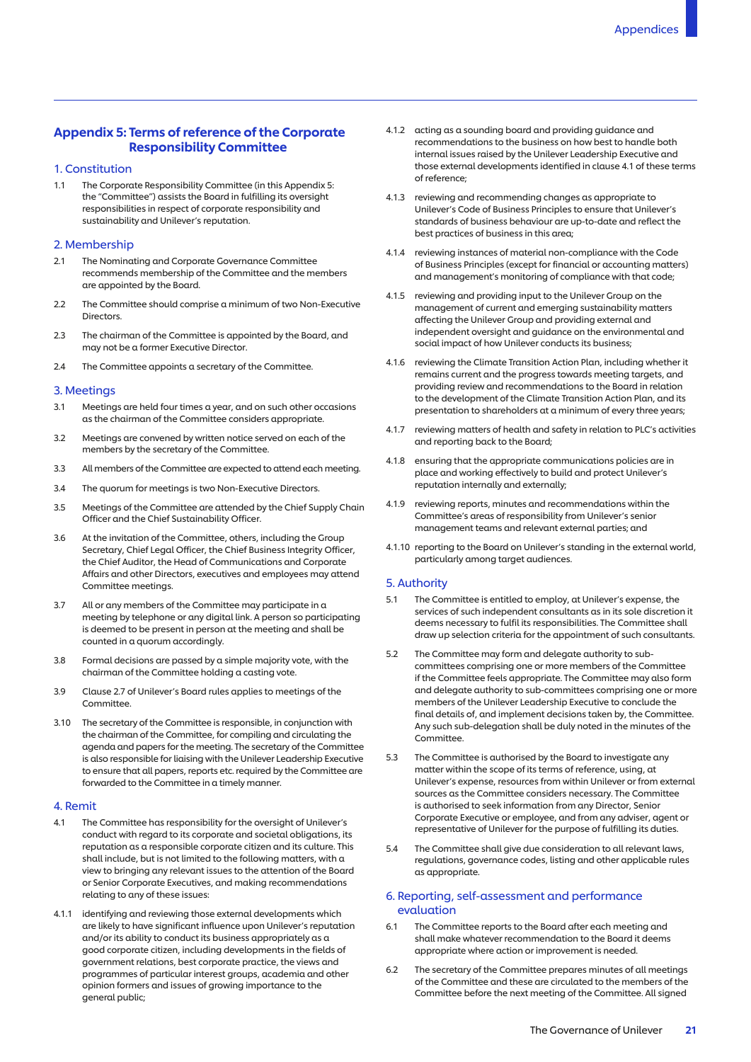## Appendix 5: Terms of reference of the Corporate Responsibility Committee

### 1. Constitution

1.1 The Corporate Responsibility Committee (in this Appendix 5: the "Committee") assists the Board in fulfilling its oversight responsibilities in respect of corporate responsibility and sustainability and Unilever's reputation.

### 2. Membership

2.1 The Nominating and Corporate Governance Committee recommends membership of the Committee and the members are appointed by the Board.

2.2 The Committee should comprise a minimum of two Non-Executive Directors.

2.3 The chairman of the Committee is appointed by the Board, and may not be a former Executive Director.

2.4 The Committee appoints a secretary of the Committee.

### 3. Meetings

3.1 Meetings are held four times a year, and on such other occasions as the chairman of the Committee considers appropriate.

3.2 Meetings are convened by written notice served on each of the members by the secretary of the Committee.

3.3 All members of the Committee are expected to attend each meeting.

3.4 The quorum for meetings is two Non-Executive Directors.

3.5 Meetings of the Committee are attended by the Chief Supply Chain Officer and the Chief Sustainability Officer.

3.6 At the invitation of the Committee, others, including the Group Secretary, Chief Legal Officer, the Chief Business Integrity Officer, the Chief Auditor, the Head of Communications and Corporate Affairs and other Directors, executives and employees may attend Committee meetings.

3.7 All or any members of the Committee may participate in a meeting by telephone or any digital link. A person so participating is deemed to be present in person at the meeting and shall be counted in a quorum accordingly.

3.8 Formal decisions are passed by a simple majority vote, with the chairman of the Committee holding a casting vote.

3.9 Clause 2.7 of Unilever's Board rules applies to meetings of the Committee.

3.10 The secretary of the Committee is responsible, in conjunction with the chairman of the Committee, for compiling and circulating the agenda and papers for the meeting. The secretary of the Committee is also responsible for liaising with the Unilever Leadership Executive to ensure that all papers, reports etc. required by the Committee are forwarded to the Committee in a timely manner.

### 4. Remit

4.1 The Committee has responsibility for the oversight of Unilever's conduct with regard to its corporate and societal obligations, its reputation as a responsible corporate citizen and its culture. This shall include, but is not limited to the following matters, with a view to bringing any relevant issues to the attention of the Board or Senior Corporate Executives, and making recommendations relating to any of these issues:

4.1.1 identifying and reviewing those external developments which are likely to have significant influence upon Unilever's reputation and/or its ability to conduct its business appropriately as a good corporate citizen, including developments in the fields of government relations, best corporate practice, the views and programmes of particular interest groups, academia and other opinion formers and issues of growing importance to the general public;

4.1.2 acting as a sounding board and providing guidance and recommendations to the business on how best to handle both internal issues raised by the Unilever Leadership Executive and those external developments identified in clause 4.1 of these terms of reference;

4.1.3 reviewing and recommending changes as appropriate to Unilever's Code of Business Principles to ensure that Unilever's standards of business behaviour are up-to-date and reflect the best practices of business in this area;

4.1.4 reviewing instances of material non-compliance with the Code of Business Principles (except for financial or accounting matters) and management's monitoring of compliance with that code;

4.1.5 reviewing and providing input to the Unilever Group on the management of current and emerging sustainability matters affecting the Unilever Group and providing external and independent oversight and guidance on the environmental and social impact of how Unilever conducts its business;

4.1.6 reviewing the Climate Transition Action Plan, including whether it remains current and the progress towards meeting targets, and providing review and recommendations to the Board in relation to the development of the Climate Transition Action Plan, and its presentation to shareholders at a minimum of every three years;

4.1.7 reviewing matters of health and safety in relation to PLC's activities and reporting back to the Board;

4.1.8 ensuring that the appropriate communications policies are in place and working effectively to build and protect Unilever's reputation internally and externally;

4.1.9 reviewing reports, minutes and recommendations within the Committee's areas of responsibility from Unilever's senior management teams and relevant external parties; and

4.1.10 reporting to the Board on Unilever's standing in the external world, particularly among target audiences.

### 5. Authority

5.1 The Committee is entitled to employ, at Unilever's expense, the services of such independent consultants as in its sole discretion it deems necessary to fulfil its responsibilities. The Committee shall draw up selection criteria for the appointment of such consultants.

5.2 The Committee may form and delegate authority to sub-committees comprising one or more members of the Committee if the Committee feels appropriate. The Committee may also form and delegate authority to sub-committees comprising one or more members of the Unilever Leadership Executive to conclude the final details of, and implement decisions taken by, the Committee. Any such sub-delegation shall be duly noted in the minutes of the Committee.

5.3 The Committee is authorised by the Board to investigate any matter within the scope of its terms of reference, using, at Unilever's expense, resources from within Unilever or from external sources as the Committee considers necessary. The Committee is authorised to seek information from any Director, Senior Corporate Executive or employee, and from any adviser, agent or representative of Unilever for the purpose of fulfilling its duties.

5.4 The Committee shall give due consideration to all relevant laws, regulations, governance codes, listing and other applicable rules as appropriate.

### 6. Reporting, self-assessment and performance evaluation

6.1 The Committee reports to the Board after each meeting and shall make whatever recommendation to the Board it deems appropriate where action or improvement is needed.

6.2 The secretary of the Committee prepares minutes of all meetings of the Committee and these are circulated to the members of the Committee before the next meeting of the Committee. All signed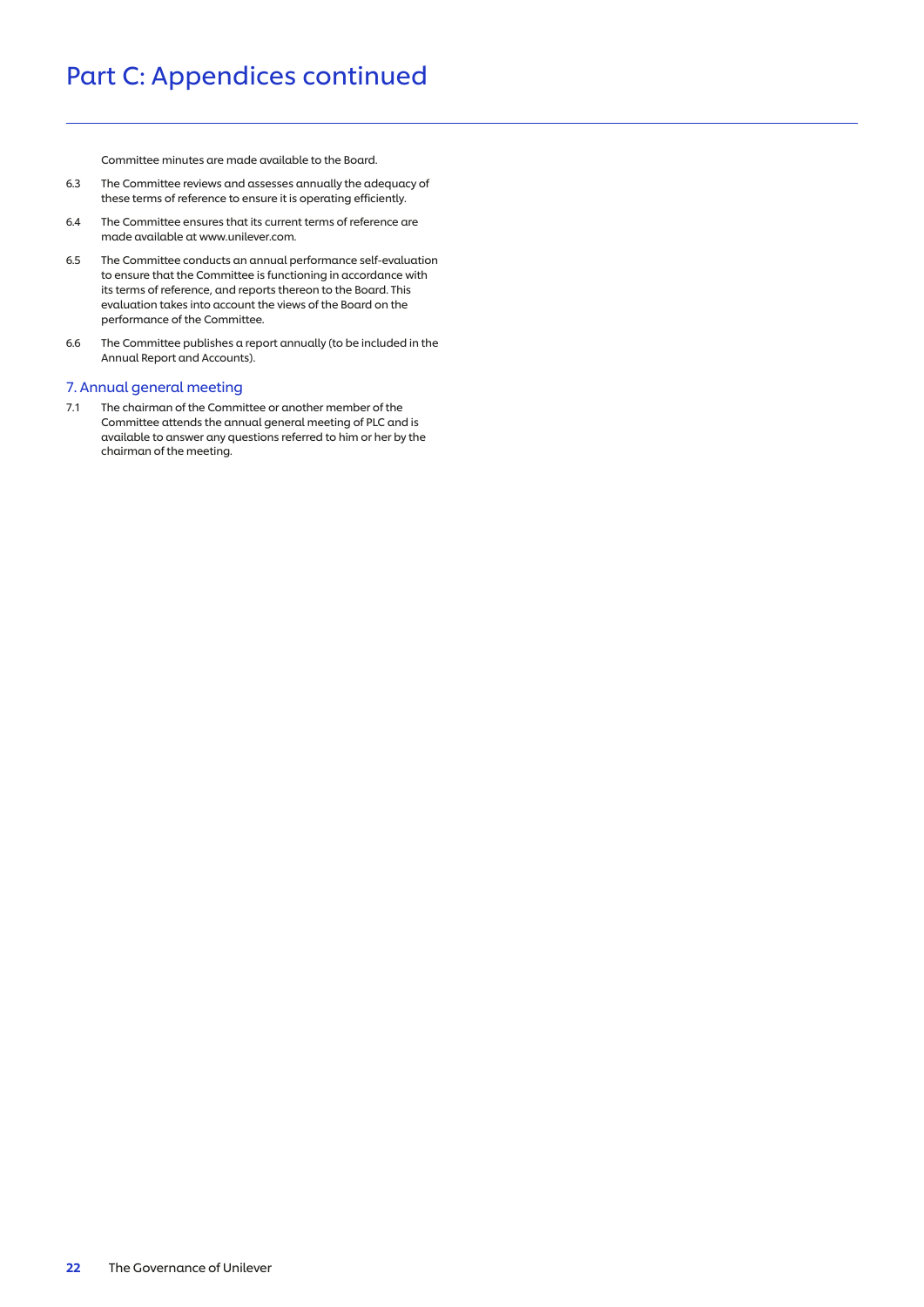# Part C: Appendices continued

Committee minutes are made available to the Board.

6.3 The Committee reviews and assesses annually the adequacy of these terms of reference to ensure it is operating efficiently.

6.4 The Committee ensures that its current terms of reference are made available at www.unilever.com.

6.5 The Committee conducts an annual performance self-evaluation to ensure that the Committee is functioning in accordance with its terms of reference, and reports thereon to the Board. This evaluation takes into account the views of the Board on the performance of the Committee.

6.6 The Committee publishes a report annually (to be included in the Annual Report and Accounts).

## 7. Annual general meeting

7.1 The chairman of the Committee or another member of the Committee attends the annual general meeting of PLC and is available to answer any questions referred to him or her by the chairman of the meeting.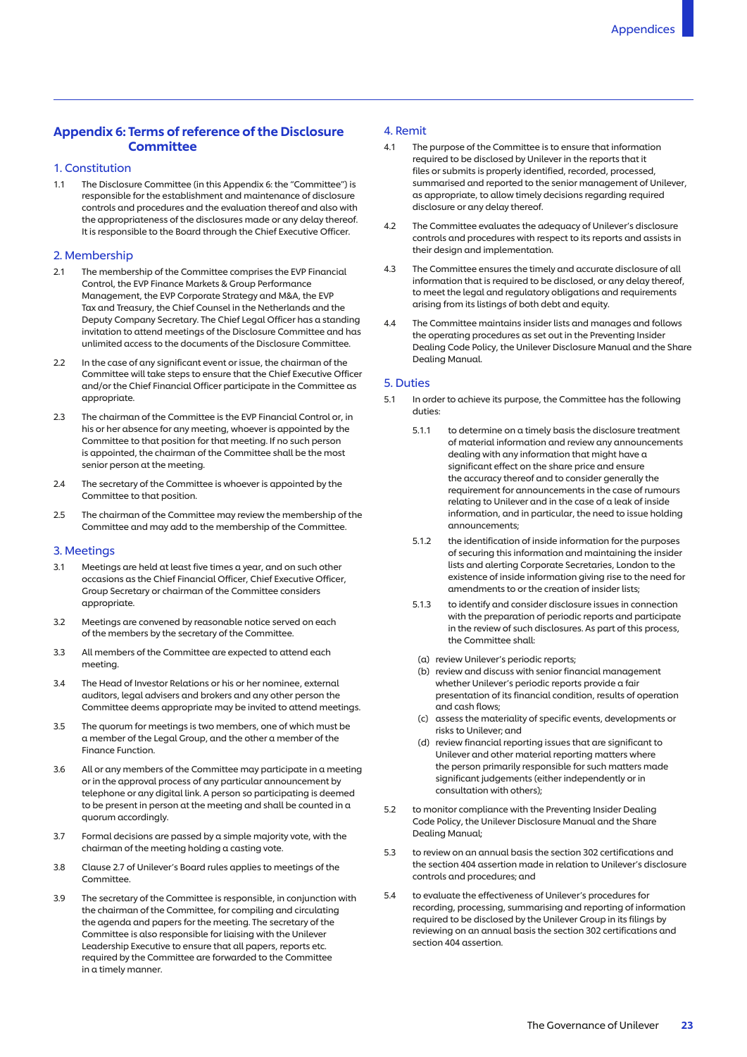## Appendix 6: Terms of reference of the Disclosure Committee

### 1. Constitution

1.1 The Disclosure Committee (in this Appendix 6: the "Committee") is responsible for the establishment and maintenance of disclosure controls and procedures and the evaluation thereof and also with the appropriateness of the disclosures made or any delay thereof. It is responsible to the Board through the Chief Executive Officer.

### 2. Membership

2.1 The membership of the Committee comprises the EVP Financial Control, the EVP Finance Markets & Group Performance Management, the EVP Corporate Strategy and M&A, the EVP Tax and Treasury, the Chief Counsel in the Netherlands and the Deputy Company Secretary. The Chief Legal Officer has a standing invitation to attend meetings of the Disclosure Committee and has unlimited access to the documents of the Disclosure Committee.

2.2 In the case of any significant event or issue, the chairman of the Committee will take steps to ensure that the Chief Executive Officer and/or the Chief Financial Officer participate in the Committee as appropriate.

2.3 The chairman of the Committee is the EVP Financial Control or, in his or her absence for any meeting, whoever is appointed by the Committee to that position for that meeting. If no such person is appointed, the chairman of the Committee shall be the most senior person at the meeting.

2.4 The secretary of the Committee is whoever is appointed by the Committee to that position.

2.5 The chairman of the Committee may review the membership of the Committee and may add to the membership of the Committee.

### 3. Meetings

3.1 Meetings are held at least five times a year, and on such other occasions as the Chief Financial Officer, Chief Executive Officer, Group Secretary or chairman of the Committee considers appropriate.

3.2 Meetings are convened by reasonable notice served on each of the members by the secretary of the Committee.

3.3 All members of the Committee are expected to attend each meeting.

3.4 The Head of Investor Relations or his or her nominee, external auditors, legal advisers and brokers and any other person the Committee deems appropriate may be invited to attend meetings.

3.5 The quorum for meetings is two members, one of which must be a member of the Legal Group, and the other a member of the Finance Function.

3.6 All or any members of the Committee may participate in a meeting or in the approval process of any particular announcement by telephone or any digital link. A person so participating is deemed to be present in person at the meeting and shall be counted in a quorum accordingly.

3.7 Formal decisions are passed by a simple majority vote, with the chairman of the meeting holding a casting vote.

3.8 Clause 2.7 of Unilever's Board rules applies to meetings of the Committee.

3.9 The secretary of the Committee is responsible, in conjunction with the chairman of the Committee, for compiling and circulating the agenda and papers for the meeting. The secretary of the Committee is also responsible for liaising with the Unilever Leadership Executive to ensure that all papers, reports etc. required by the Committee are forwarded to the Committee in a timely manner.

### 4. Remit

4.1 The purpose of the Committee is to ensure that information required to be disclosed by Unilever in the reports that it files or submits is properly identified, recorded, processed, summarised and reported to the senior management of Unilever, as appropriate, to allow timely decisions regarding required disclosure or any delay thereof.

4.2 The Committee evaluates the adequacy of Unilever's disclosure controls and procedures with respect to its reports and assists in their design and implementation.

4.3 The Committee ensures the timely and accurate disclosure of all information that is required to be disclosed, or any delay thereof, to meet the legal and regulatory obligations and requirements arising from its listings of both debt and equity.

4.4 The Committee maintains insider lists and manages and follows the operating procedures as set out in the Preventing Insider Dealing Code Policy, the Unilever Disclosure Manual and the Share Dealing Manual.

### 5. Duties

5.1 In order to achieve its purpose, the Committee has the following duties:

5.1.1 to determine on a timely basis the disclosure treatment of material information and review any announcements dealing with any information that might have a significant effect on the share price and ensure the accuracy thereof and to consider generally the requirement for announcements in the case of rumours relating to Unilever and in the case of a leak of inside information, and in particular, the need to issue holding announcements;

5.1.2 the identification of inside information for the purposes of securing this information and maintaining the insider lists and alerting Corporate Secretaries, London to the existence of inside information giving rise to the need for amendments to or the creation of insider lists;

5.1.3 to identify and consider disclosure issues in connection with the preparation of periodic reports and participate in the review of such disclosures. As part of this process, the Committee shall:

(a) review Unilever's periodic reports;
(b) review and discuss with senior financial management whether Unilever's periodic reports provide a fair presentation of its financial condition, results of operation and cash flows;
(c) assess the materiality of specific events, developments or risks to Unilever; and
(d) review financial reporting issues that are significant to Unilever and other material reporting matters where the person primarily responsible for such matters made significant judgements (either independently or in consultation with others);

5.2 to monitor compliance with the Preventing Insider Dealing Code Policy, the Unilever Disclosure Manual and the Share Dealing Manual;

5.3 to review on an annual basis the section 302 certifications and the section 404 assertion made in relation to Unilever's disclosure controls and procedures; and

5.4 to evaluate the effectiveness of Unilever's procedures for recording, processing, summarising and reporting of information required to be disclosed by the Unilever Group in its filings by reviewing on an annual basis the section 302 certifications and section 404 assertion.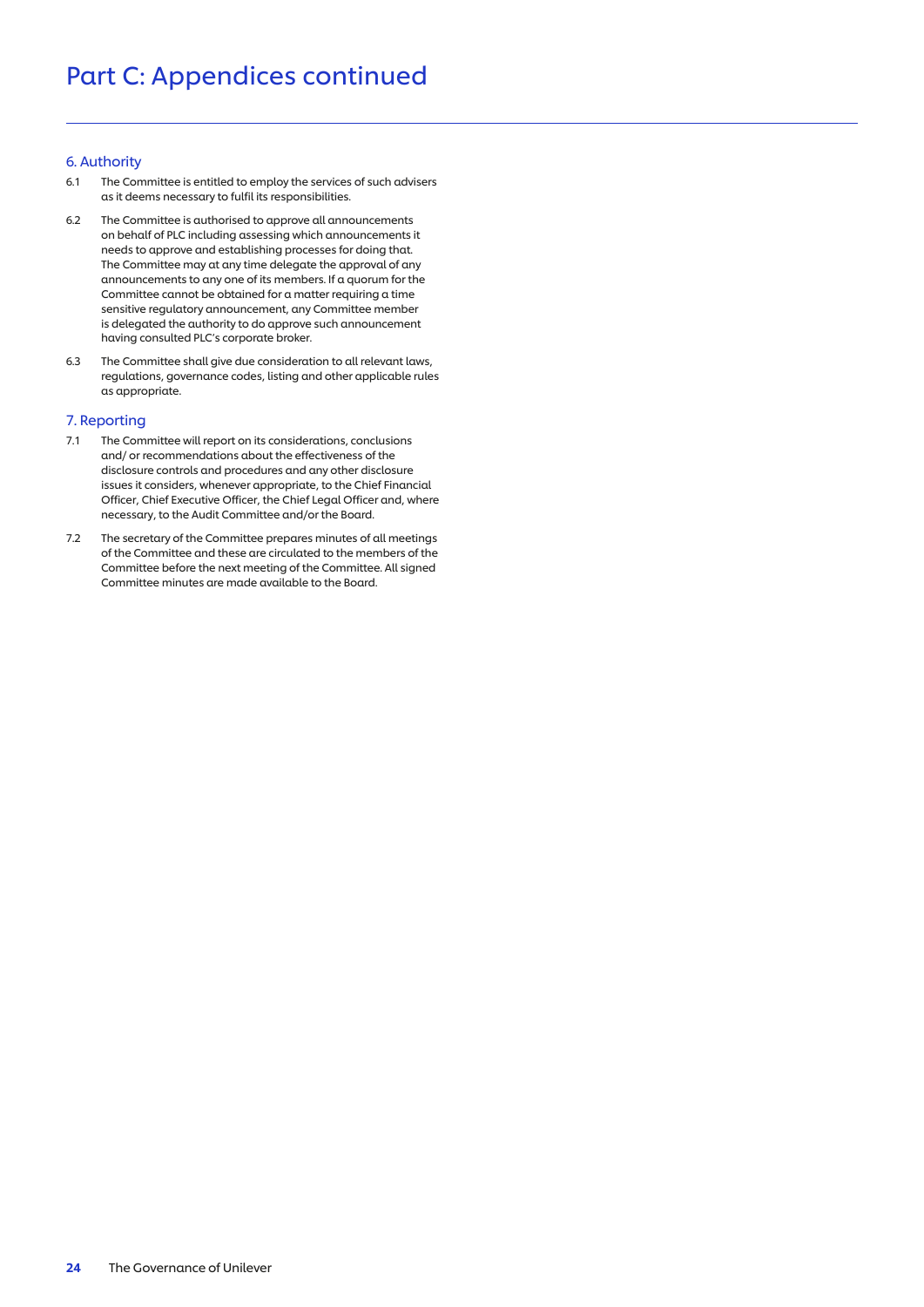# Part C: Appendices continued

## 6. Authority

6.1 The Committee is entitled to employ the services of such advisers as it deems necessary to fulfil its responsibilities.

6.2 The Committee is authorised to approve all announcements on behalf of PLC including assessing which announcements it needs to approve and establishing processes for doing that. The Committee may at any time delegate the approval of any announcements to any one of its members. If a quorum for the Committee cannot be obtained for a matter requiring a time sensitive regulatory announcement, any Committee member is delegated the authority to do approve such announcement having consulted PLC's corporate broker.

6.3 The Committee shall give due consideration to all relevant laws, regulations, governance codes, listing and other applicable rules as appropriate.

## 7. Reporting

7.1 The Committee will report on its considerations, conclusions and/ or recommendations about the effectiveness of the disclosure controls and procedures and any other disclosure issues it considers, whenever appropriate, to the Chief Financial Officer, Chief Executive Officer, the Chief Legal Officer and, where necessary, to the Audit Committee and/or the Board.

7.2 The secretary of the Committee prepares minutes of all meetings of the Committee and these are circulated to the members of the Committee before the next meeting of the Committee. All signed Committee minutes are made available to the Board.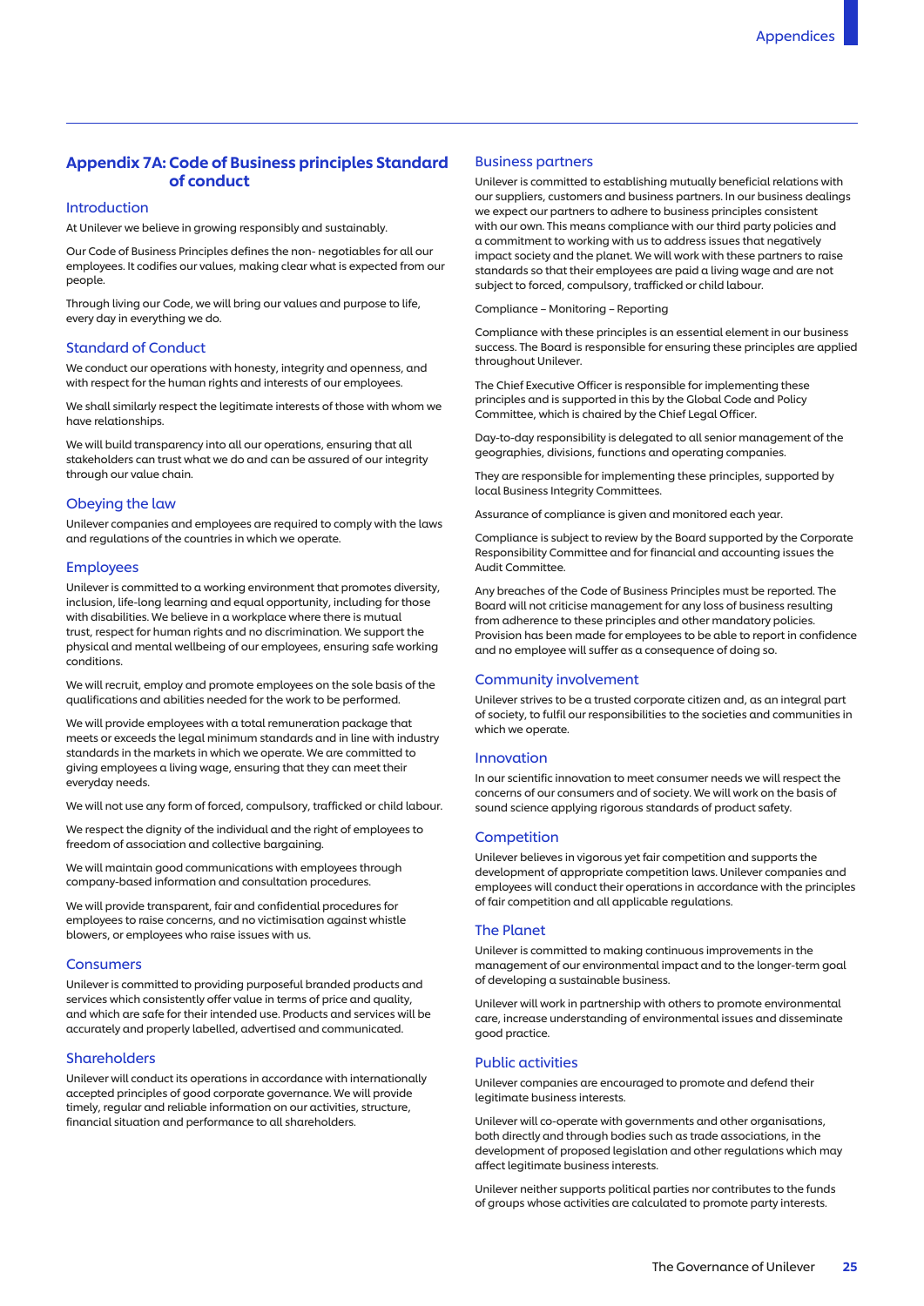## Appendix 7A: Code of Business principles Standard of conduct

### Introduction

At Unilever we believe in growing responsibly and sustainably.

Our Code of Business Principles defines the non- negotiables for all our employees. It codifies our values, making clear what is expected from our people.

Through living our Code, we will bring our values and purpose to life, every day in everything we do.

### Standard of Conduct

We conduct our operations with honesty, integrity and openness, and with respect for the human rights and interests of our employees.

We shall similarly respect the legitimate interests of those with whom we have relationships.

We will build transparency into all our operations, ensuring that all stakeholders can trust what we do and can be assured of our integrity through our value chain.

### Obeying the law

Unilever companies and employees are required to comply with the laws and regulations of the countries in which we operate.

### Employees

Unilever is committed to a working environment that promotes diversity, inclusion, life-long learning and equal opportunity, including for those with disabilities. We believe in a workplace where there is mutual trust, respect for human rights and no discrimination. We support the physical and mental wellbeing of our employees, ensuring safe working conditions.

We will recruit, employ and promote employees on the sole basis of the qualifications and abilities needed for the work to be performed.

We will provide employees with a total remuneration package that meets or exceeds the legal minimum standards and in line with industry standards in the markets in which we operate. We are committed to giving employees a living wage, ensuring that they can meet their everyday needs.

We will not use any form of forced, compulsory, trafficked or child labour.

We respect the dignity of the individual and the right of employees to freedom of association and collective bargaining.

We will maintain good communications with employees through company-based information and consultation procedures.

We will provide transparent, fair and confidential procedures for employees to raise concerns, and no victimisation against whistle blowers, or employees who raise issues with us.

### Consumers

Unilever is committed to providing purposeful branded products and services which consistently offer value in terms of price and quality, and which are safe for their intended use. Products and services will be accurately and properly labelled, advertised and communicated.

### Shareholders

Unilever will conduct its operations in accordance with internationally accepted principles of good corporate governance. We will provide timely, regular and reliable information on our activities, structure, financial situation and performance to all shareholders.

### Business partners

Unilever is committed to establishing mutually beneficial relations with our suppliers, customers and business partners. In our business dealings we expect our partners to adhere to business principles consistent with our own. This means compliance with our third party policies and a commitment to working with us to address issues that negatively impact society and the planet. We will work with these partners to raise standards so that their employees are paid a living wage and are not subject to forced, compulsory, trafficked or child labour.

Compliance – Monitoring – Reporting

Compliance with these principles is an essential element in our business success. The Board is responsible for ensuring these principles are applied throughout Unilever.

The Chief Executive Officer is responsible for implementing these principles and is supported in this by the Global Code and Policy Committee, which is chaired by the Chief Legal Officer.

Day-to-day responsibility is delegated to all senior management of the geographies, divisions, functions and operating companies.

They are responsible for implementing these principles, supported by local Business Integrity Committees.

Assurance of compliance is given and monitored each year.

Compliance is subject to review by the Board supported by the Corporate Responsibility Committee and for financial and accounting issues the Audit Committee.

Any breaches of the Code of Business Principles must be reported. The Board will not criticise management for any loss of business resulting from adherence to these principles and other mandatory policies. Provision has been made for employees to be able to report in confidence and no employee will suffer as a consequence of doing so.

### Community involvement

Unilever strives to be a trusted corporate citizen and, as an integral part of society, to fulfil our responsibilities to the societies and communities in which we operate.

### Innovation

In our scientific innovation to meet consumer needs we will respect the concerns of our consumers and of society. We will work on the basis of sound science applying rigorous standards of product safety.

### Competition

Unilever believes in vigorous yet fair competition and supports the development of appropriate competition laws. Unilever companies and employees will conduct their operations in accordance with the principles of fair competition and all applicable regulations.

### The Planet

Unilever is committed to making continuous improvements in the management of our environmental impact and to the longer-term goal of developing a sustainable business.

Unilever will work in partnership with others to promote environmental care, increase understanding of environmental issues and disseminate good practice.

### Public activities

Unilever companies are encouraged to promote and defend their legitimate business interests.

Unilever will co-operate with governments and other organisations, both directly and through bodies such as trade associations, in the development of proposed legislation and other regulations which may affect legitimate business interests.

Unilever neither supports political parties nor contributes to the funds of groups whose activities are calculated to promote party interests.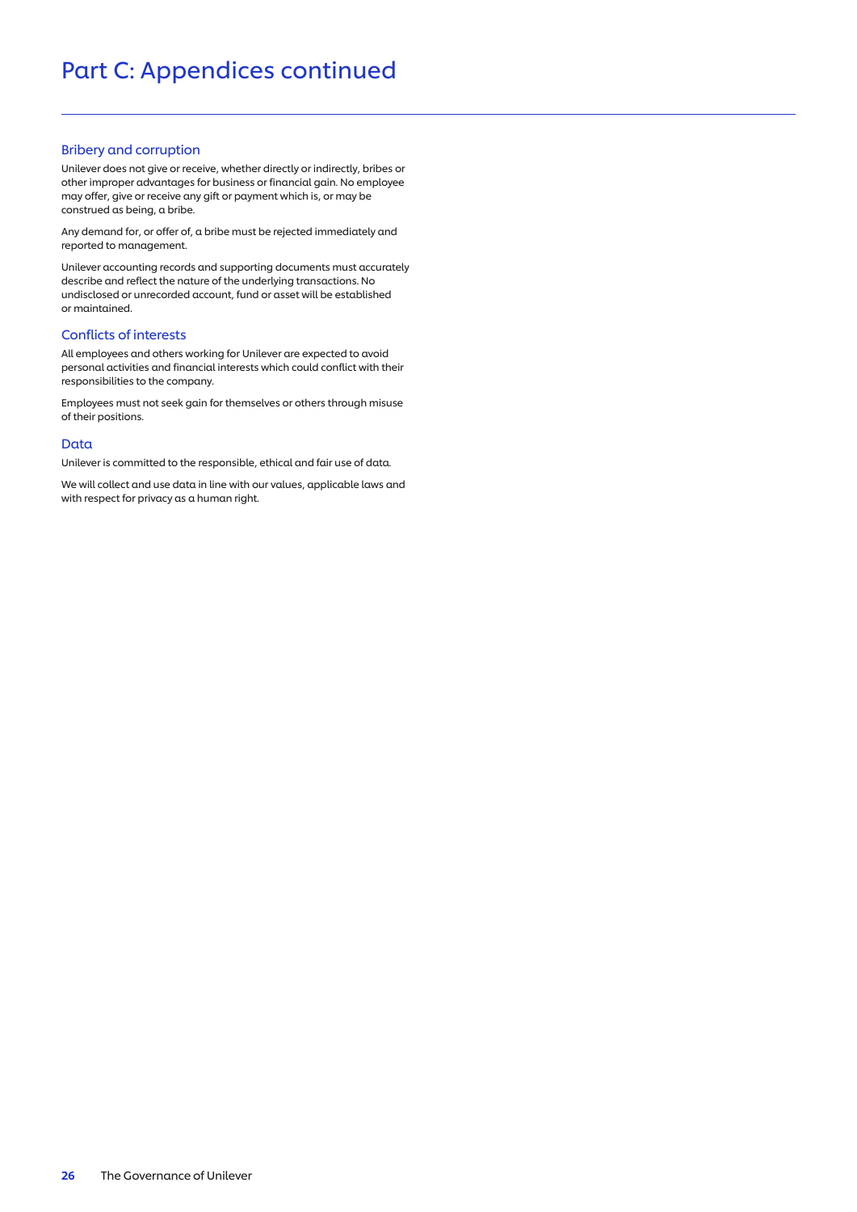# Part C: Appendices continued

### Bribery and corruption

Unilever does not give or receive, whether directly or indirectly, bribes or other improper advantages for business or financial gain. No employee may offer, give or receive any gift or payment which is, or may be construed as being, a bribe.

Any demand for, or offer of, a bribe must be rejected immediately and reported to management.

Unilever accounting records and supporting documents must accurately describe and reflect the nature of the underlying transactions. No undisclosed or unrecorded account, fund or asset will be established or maintained.

### Conflicts of interests

All employees and others working for Unilever are expected to avoid personal activities and financial interests which could conflict with their responsibilities to the company.

Employees must not seek gain for themselves or others through misuse of their positions.

### Data

Unilever is committed to the responsible, ethical and fair use of data.

We will collect and use data in line with our values, applicable laws and with respect for privacy as a human right.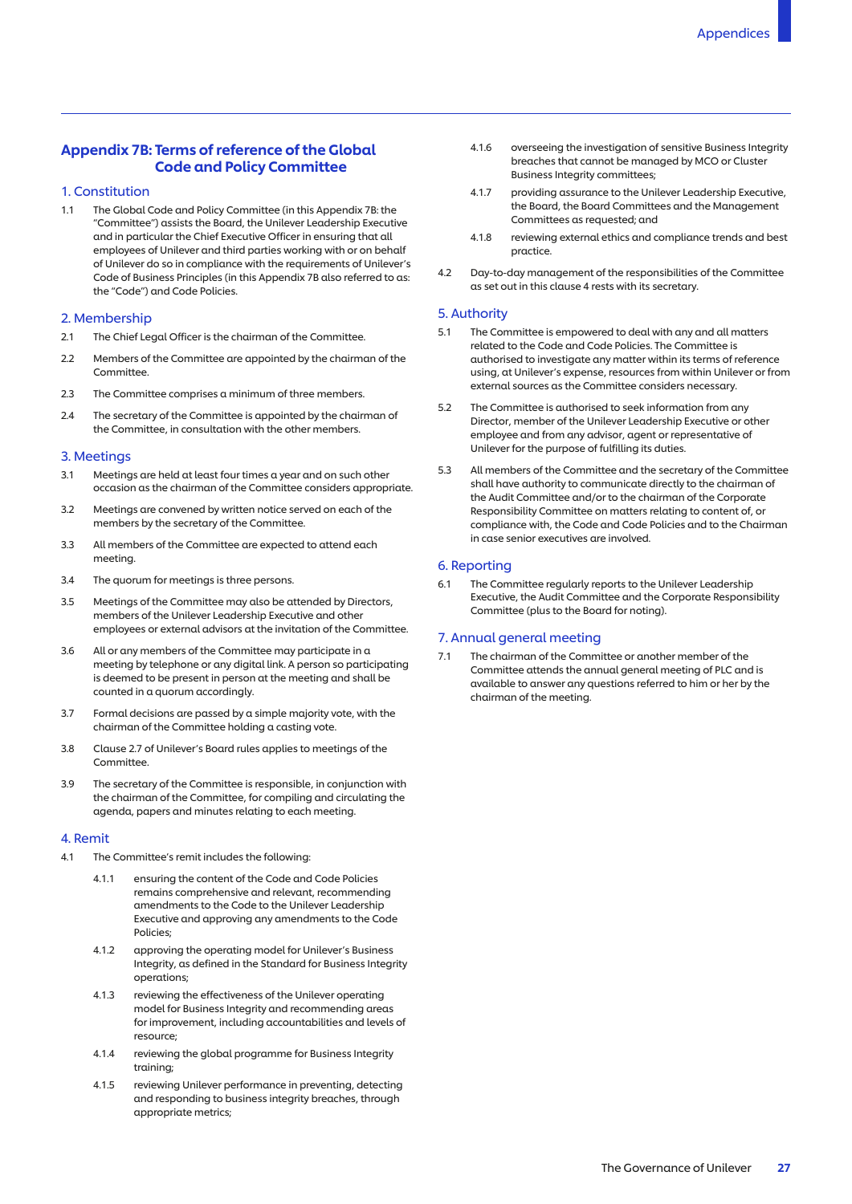## Appendix 7B: Terms of reference of the Global Code and Policy Committee

### 1. Constitution

1.1 The Global Code and Policy Committee (in this Appendix 7B: the "Committee") assists the Board, the Unilever Leadership Executive and in particular the Chief Executive Officer in ensuring that all employees of Unilever and third parties working with or on behalf of Unilever do so in compliance with the requirements of Unilever's Code of Business Principles (in this Appendix 7B also referred to as: the "Code") and Code Policies.

### 2. Membership

2.1 The Chief Legal Officer is the chairman of the Committee.

2.2 Members of the Committee are appointed by the chairman of the Committee.

2.3 The Committee comprises a minimum of three members.

2.4 The secretary of the Committee is appointed by the chairman of the Committee, in consultation with the other members.

### 3. Meetings

3.1 Meetings are held at least four times a year and on such other occasion as the chairman of the Committee considers appropriate.

3.2 Meetings are convened by written notice served on each of the members by the secretary of the Committee.

3.3 All members of the Committee are expected to attend each meeting.

3.4 The quorum for meetings is three persons.

3.5 Meetings of the Committee may also be attended by Directors, members of the Unilever Leadership Executive and other employees or external advisors at the invitation of the Committee.

3.6 All or any members of the Committee may participate in a meeting by telephone or any digital link. A person so participating is deemed to be present in person at the meeting and shall be counted in a quorum accordingly.

3.7 Formal decisions are passed by a simple majority vote, with the chairman of the Committee holding a casting vote.

3.8 Clause 2.7 of Unilever's Board rules applies to meetings of the Committee.

3.9 The secretary of the Committee is responsible, in conjunction with the chairman of the Committee, for compiling and circulating the agenda, papers and minutes relating to each meeting.

### 4. Remit

4.1 The Committee's remit includes the following:

4.1.1 ensuring the content of the Code and Code Policies remains comprehensive and relevant, recommending amendments to the Code to the Unilever Leadership Executive and approving any amendments to the Code Policies;

4.1.2 approving the operating model for Unilever's Business Integrity, as defined in the Standard for Business Integrity operations;

4.1.3 reviewing the effectiveness of the Unilever operating model for Business Integrity and recommending areas for improvement, including accountabilities and levels of resource;

4.1.4 reviewing the global programme for Business Integrity training;

4.1.5 reviewing Unilever performance in preventing, detecting and responding to business integrity breaches, through appropriate metrics;

4.1.6 overseeing the investigation of sensitive Business Integrity breaches that cannot be managed by MCO or Cluster Business Integrity committees;

4.1.7 providing assurance to the Unilever Leadership Executive, the Board, the Board Committees and the Management Committees as requested; and

4.1.8 reviewing external ethics and compliance trends and best practice.

4.2 Day-to-day management of the responsibilities of the Committee as set out in this clause 4 rests with its secretary.

### 5. Authority

5.1 The Committee is empowered to deal with any and all matters related to the Code and Code Policies. The Committee is authorised to investigate any matter within its terms of reference using, at Unilever's expense, resources from within Unilever or from external sources as the Committee considers necessary.

5.2 The Committee is authorised to seek information from any Director, member of the Unilever Leadership Executive or other employee and from any advisor, agent or representative of Unilever for the purpose of fulfilling its duties.

5.3 All members of the Committee and the secretary of the Committee shall have authority to communicate directly to the chairman of the Audit Committee and/or to the chairman of the Corporate Responsibility Committee on matters relating to content of, or compliance with, the Code and Code Policies and to the Chairman in case senior executives are involved.

### 6. Reporting

6.1 The Committee regularly reports to the Unilever Leadership Executive, the Audit Committee and the Corporate Responsibility Committee (plus to the Board for noting).

### 7. Annual general meeting

7.1 The chairman of the Committee or another member of the Committee attends the annual general meeting of PLC and is available to answer any questions referred to him or her by the chairman of the meeting.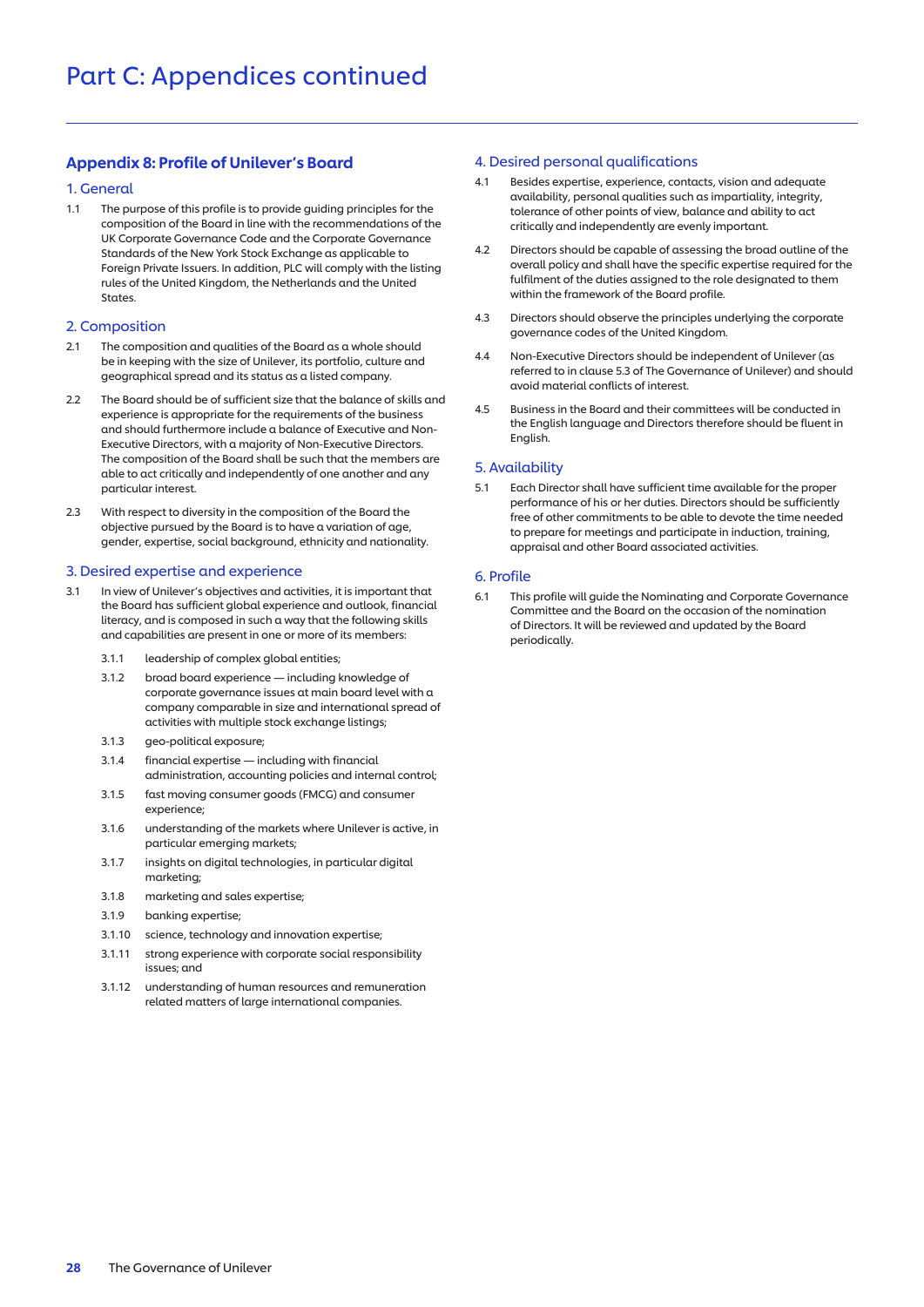# Part C: Appendices continued

## Appendix 8: Profile of Unilever's Board

### 1. General

1.1 The purpose of this profile is to provide guiding principles for the composition of the Board in line with the recommendations of the UK Corporate Governance Code and the Corporate Governance Standards of the New York Stock Exchange as applicable to Foreign Private Issuers. In addition, PLC will comply with the listing rules of the United Kingdom, the Netherlands and the United States.

### 2. Composition

2.1 The composition and qualities of the Board as a whole should be in keeping with the size of Unilever, its portfolio, culture and geographical spread and its status as a listed company.

2.2 The Board should be of sufficient size that the balance of skills and experience is appropriate for the requirements of the business and should furthermore include a balance of Executive and Non-Executive Directors, with a majority of Non-Executive Directors. The composition of the Board shall be such that the members are able to act critically and independently of one another and any particular interest.

2.3 With respect to diversity in the composition of the Board the objective pursued by the Board is to have a variation of age, gender, expertise, social background, ethnicity and nationality.

### 3. Desired expertise and experience

3.1 In view of Unilever's objectives and activities, it is important that the Board has sufficient global experience and outlook, financial literacy, and is composed in such a way that the following skills and capabilities are present in one or more of its members:

- 3.1.1 leadership of complex global entities;
- 3.1.2 broad board experience — including knowledge of corporate governance issues at main board level with a company comparable in size and international spread of activities with multiple stock exchange listings;
- 3.1.3 geo-political exposure;
- 3.1.4 financial expertise — including with financial administration, accounting policies and internal control;
- 3.1.5 fast moving consumer goods (FMCG) and consumer experience;
- 3.1.6 understanding of the markets where Unilever is active, in particular emerging markets;
- 3.1.7 insights on digital technologies, in particular digital marketing;
- 3.1.8 marketing and sales expertise;
- 3.1.9 banking expertise;
- 3.1.10 science, technology and innovation expertise;
- 3.1.11 strong experience with corporate social responsibility issues; and
- 3.1.12 understanding of human resources and remuneration related matters of large international companies.

### 4. Desired personal qualifications

4.1 Besides expertise, experience, contacts, vision and adequate availability, personal qualities such as impartiality, integrity, tolerance of other points of view, balance and ability to act critically and independently are evenly important.

4.2 Directors should be capable of assessing the broad outline of the overall policy and shall have the specific expertise required for the fulfilment of the duties assigned to the role designated to them within the framework of the Board profile.

4.3 Directors should observe the principles underlying the corporate governance codes of the United Kingdom.

4.4 Non-Executive Directors should be independent of Unilever (as referred to in clause 5.3 of The Governance of Unilever) and should avoid material conflicts of interest.

4.5 Business in the Board and their committees will be conducted in the English language and Directors therefore should be fluent in English.

### 5. Availability

5.1 Each Director shall have sufficient time available for the proper performance of his or her duties. Directors should be sufficiently free of other commitments to be able to devote the time needed to prepare for meetings and participate in induction, training, appraisal and other Board associated activities.

### 6. Profile

6.1 This profile will guide the Nominating and Corporate Governance Committee and the Board on the occasion of the nomination of Directors. It will be reviewed and updated by the Board periodically.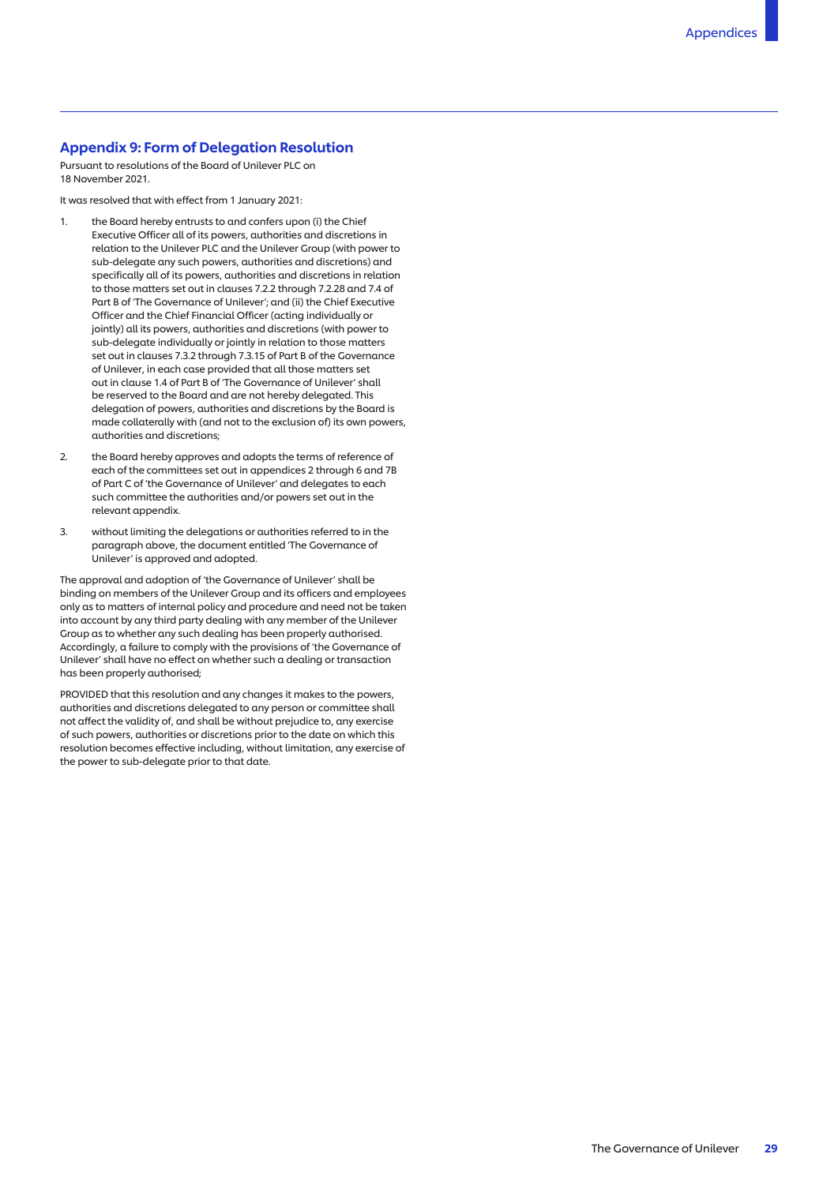## Appendix 9: Form of Delegation Resolution

Pursuant to resolutions of the Board of Unilever PLC on 18 November 2021.

It was resolved that with effect from 1 January 2021:

1. the Board hereby entrusts to and confers upon (i) the Chief Executive Officer all of its powers, authorities and discretions in relation to the Unilever PLC and the Unilever Group (with power to sub-delegate any such powers, authorities and discretions) and specifically all of its powers, authorities and discretions in relation to those matters set out in clauses 7.2.2 through 7.2.28 and 7.4 of Part B of 'The Governance of Unilever'; and (ii) the Chief Executive Officer and the Chief Financial Officer (acting individually or jointly) all its powers, authorities and discretions (with power to sub-delegate individually or jointly in relation to those matters set out in clauses 7.3.2 through 7.3.15 of Part B of the Governance of Unilever, in each case provided that all those matters set out in clause 1.4 of Part B of 'The Governance of Unilever' shall be reserved to the Board and are not hereby delegated. This delegation of powers, authorities and discretions by the Board is made collaterally with (and not to the exclusion of) its own powers, authorities and discretions;

2. the Board hereby approves and adopts the terms of reference of each of the committees set out in appendices 2 through 6 and 7B of Part C of 'the Governance of Unilever' and delegates to each such committee the authorities and/or powers set out in the relevant appendix.

3. without limiting the delegations or authorities referred to in the paragraph above, the document entitled 'The Governance of Unilever' is approved and adopted.

The approval and adoption of 'the Governance of Unilever' shall be binding on members of the Unilever Group and its officers and employees only as to matters of internal policy and procedure and need not be taken into account by any third party dealing with any member of the Unilever Group as to whether any such dealing has been properly authorised. Accordingly, a failure to comply with the provisions of 'the Governance of Unilever' shall have no effect on whether such a dealing or transaction has been properly authorised;

PROVIDED that this resolution and any changes it makes to the powers, authorities and discretions delegated to any person or committee shall not affect the validity of, and shall be without prejudice to, any exercise of such powers, authorities or discretions prior to the date on which this resolution becomes effective including, without limitation, any exercise of the power to sub-delegate prior to that date.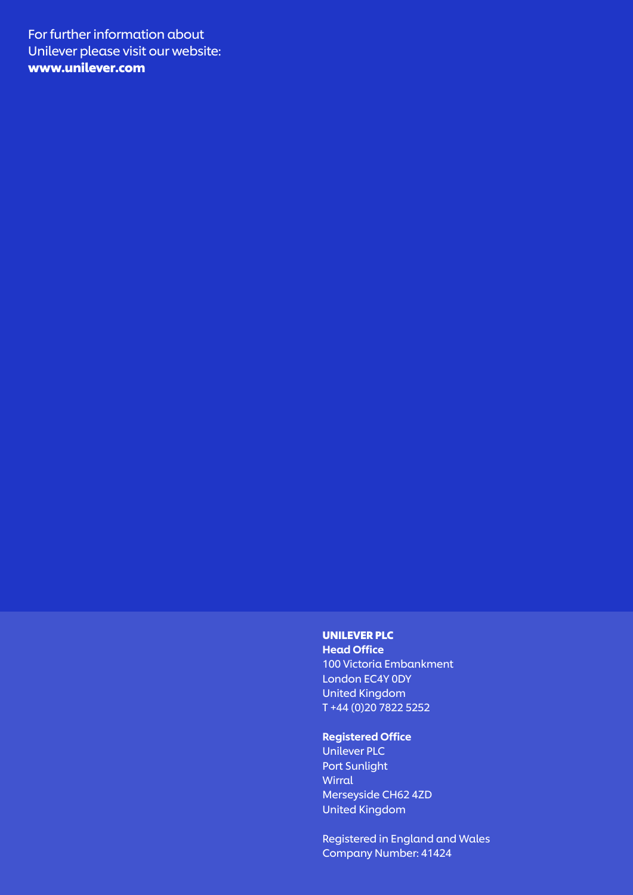For further information about Unilever please visit our website:
**www.unilever.com**

**UNILEVER PLC**

**Head Office**
100 Victoria Embankment
London EC4Y 0DY
United Kingdom
T +44 (0)20 7822 5252

**Registered Office**
Unilever PLC
Port Sunlight
Wirral
Merseyside CH62 4ZD
United Kingdom

Registered in England and Wales
Company Number: 41424